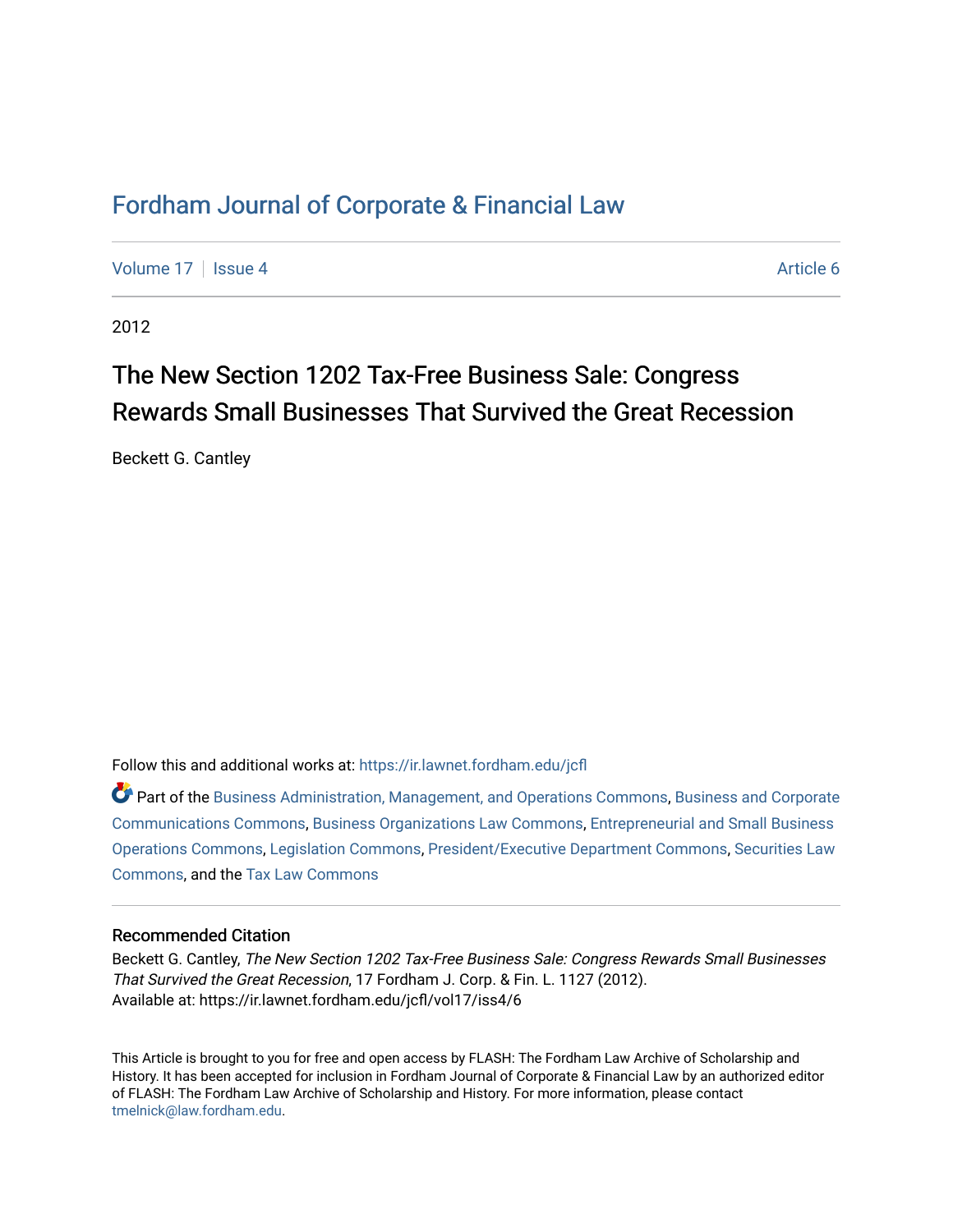# Fordham Journal of Corporate & Financial Law

Volume 17 | Issue 4 | Article 6

2012

## The New Section 1202 Tax-Free Business Sale: Congress Rewards Small Businesses That Survived the Great Recession

Beckett G. Cantley

Follow this and additional works at: https://ir.lawnet.fordham.edu/jcfl

Part of the Business Administration, Management, and Operations Commons, Business and Corporate Communications Commons, Business Organizations Law Commons, Entrepreneurial and Small Business Operations Commons, Legislation Commons, President/Executive Department Commons, Securities Law Commons, and the Tax Law Commons

### Recommended Citation

Beckett G. Cantley, *The New Section 1202 Tax-Free Business Sale: Congress Rewards Small Businesses That Survived the Great Recession*, 17 Fordham J. Corp. & Fin. L. 1127 (2012).
Available at: https://ir.lawnet.fordham.edu/jcfl/vol17/iss4/6

This Article is brought to you for free and open access by FLASH: The Fordham Law Archive of Scholarship and History. It has been accepted for inclusion in Fordham Journal of Corporate & Financial Law by an authorized editor of FLASH: The Fordham Law Archive of Scholarship and History. For more information, please contact tmelnick@law.fordham.edu.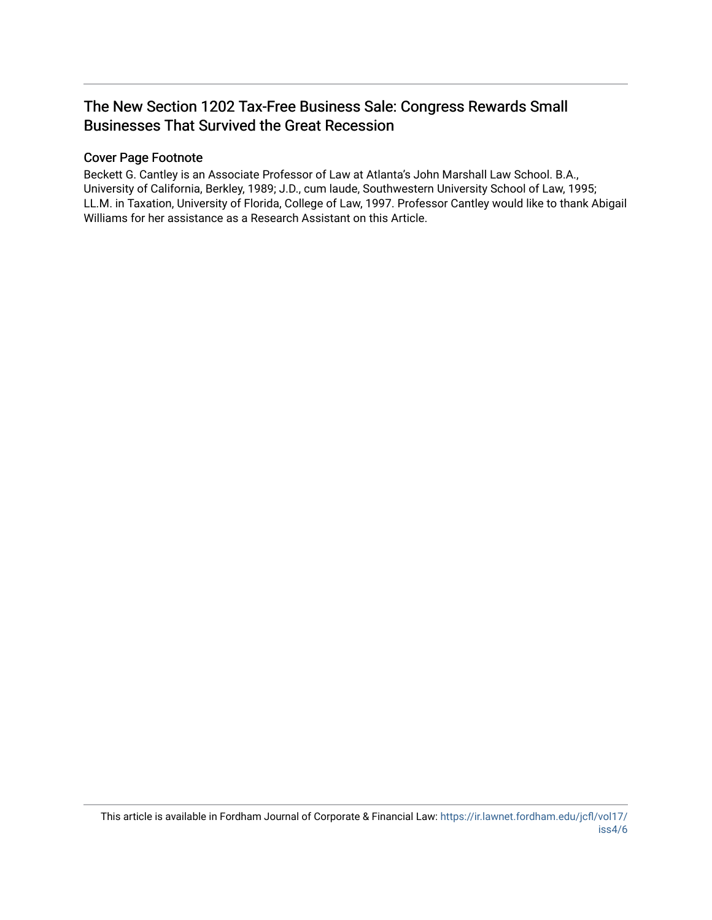# The New Section 1202 Tax-Free Business Sale: Congress Rewards Small Businesses That Survived the Great Recession

## Cover Page Footnote

Beckett G. Cantley is an Associate Professor of Law at Atlanta's John Marshall Law School. B.A., University of California, Berkley, 1989; J.D., cum laude, Southwestern University School of Law, 1995; LL.M. in Taxation, University of Florida, College of Law, 1997. Professor Cantley would like to thank Abigail Williams for her assistance as a Research Assistant on this Article.

This article is available in Fordham Journal of Corporate & Financial Law: https://ir.lawnet.fordham.edu/jcfl/vol17/iss4/6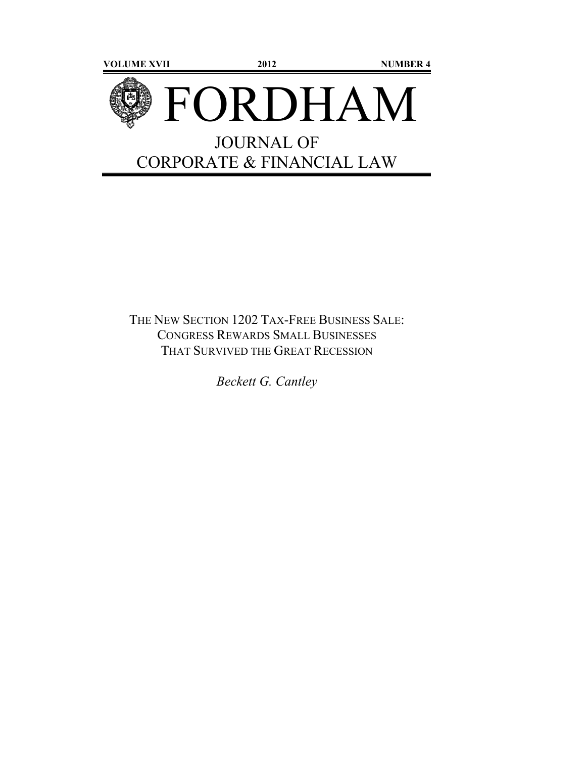VOLUME XVII 2012 NUMBER 4

# FORDHAM

## JOURNAL OF CORPORATE & FINANCIAL LAW

THE NEW SECTION 1202 TAX-FREE BUSINESS SALE: CONGRESS REWARDS SMALL BUSINESSES THAT SURVIVED THE GREAT RECESSION

*Beckett G. Cantley*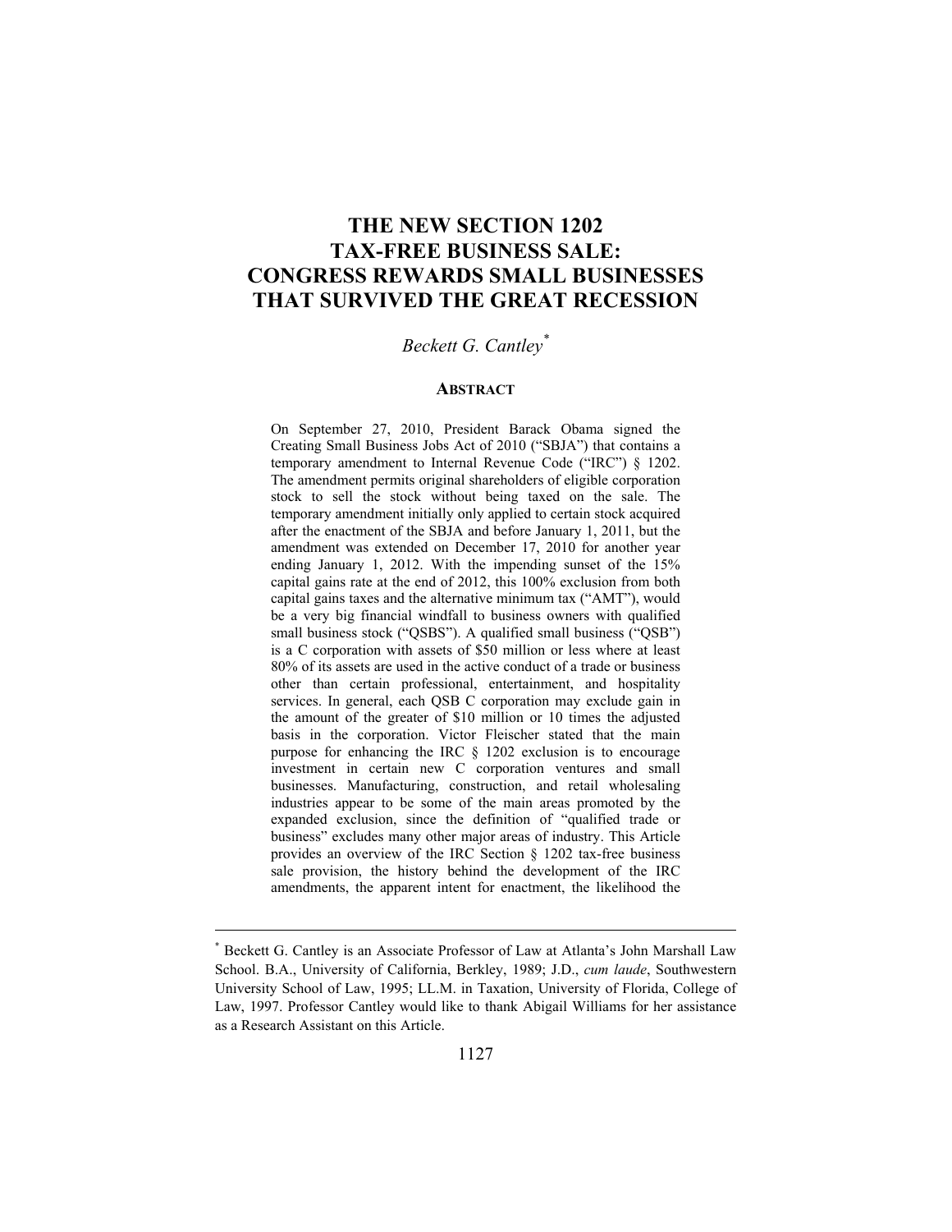# THE NEW SECTION 1202 TAX-FREE BUSINESS SALE: CONGRESS REWARDS SMALL BUSINESSES THAT SURVIVED THE GREAT RECESSION

*Beckett G. Cantley*[*]

## ABSTRACT

On September 27, 2010, President Barack Obama signed the Creating Small Business Jobs Act of 2010 ("SBJA") that contains a temporary amendment to Internal Revenue Code ("IRC") § 1202. The amendment permits original shareholders of eligible corporation stock to sell the stock without being taxed on the sale. The temporary amendment initially only applied to certain stock acquired after the enactment of the SBJA and before January 1, 2011, but the amendment was extended on December 17, 2010 for another year ending January 1, 2012. With the impending sunset of the 15% capital gains rate at the end of 2012, this 100% exclusion from both capital gains taxes and the alternative minimum tax ("AMT"), would be a very big financial windfall to business owners with qualified small business stock ("QSBS"). A qualified small business ("QSB") is a C corporation with assets of $50 million or less where at least 80% of its assets are used in the active conduct of a trade or business other than certain professional, entertainment, and hospitality services. In general, each QSB C corporation may exclude gain in the amount of the greater of $10 million or 10 times the adjusted basis in the corporation. Victor Fleischer stated that the main purpose for enhancing the IRC § 1202 exclusion is to encourage investment in certain new C corporation ventures and small businesses. Manufacturing, construction, and retail wholesaling industries appear to be some of the main areas promoted by the expanded exclusion, since the definition of "qualified trade or business" excludes many other major areas of industry. This Article provides an overview of the IRC Section § 1202 tax-free business sale provision, the history behind the development of the IRC amendments, the apparent intent for enactment, the likelihood the

---

[*] Beckett G. Cantley is an Associate Professor of Law at Atlanta's John Marshall Law School. B.A., University of California, Berkley, 1989; J.D., *cum laude*, Southwestern University School of Law, 1995; LL.M. in Taxation, University of Florida, College of Law, 1997. Professor Cantley would like to thank Abigail Williams for her assistance as a Research Assistant on this Article.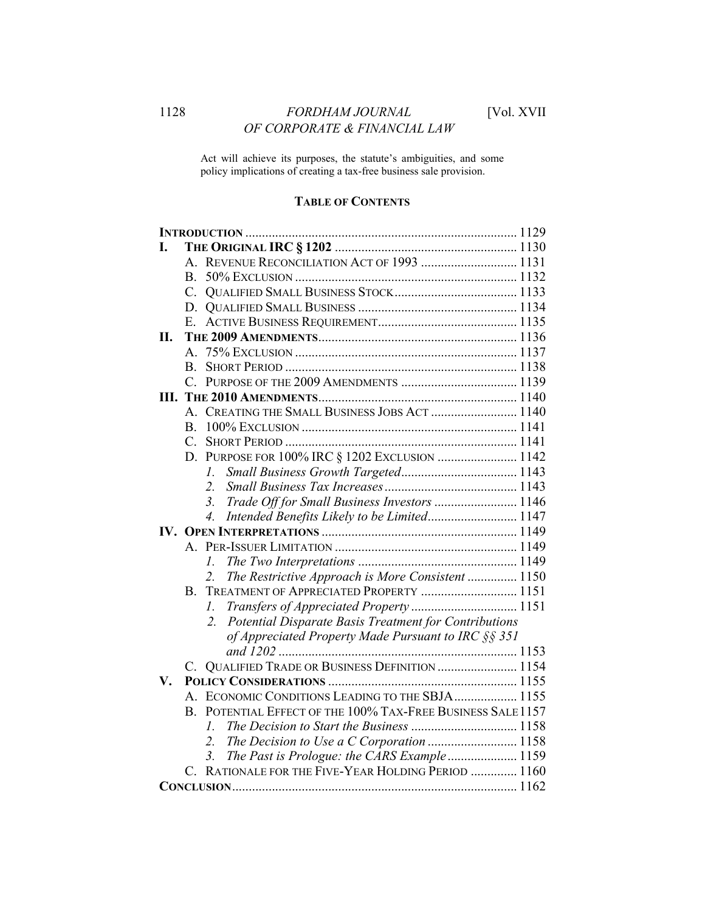Act will achieve its purposes, the statute's ambiguities, and some policy implications of creating a tax-free business sale provision.

## TABLE OF CONTENTS

**INTRODUCTION** .......... 1129

**I. THE ORIGINAL IRC § 1202** .......... 1130

- A. REVENUE RECONCILIATION ACT OF 1993 .......... 1131
- B. 50% EXCLUSION .......... 1132
- C. QUALIFIED SMALL BUSINESS STOCK .......... 1133
- D. QUALIFIED SMALL BUSINESS .......... 1134
- E. ACTIVE BUSINESS REQUIREMENT .......... 1135

**II. THE 2009 AMENDMENTS** .......... 1136

- A. 75% EXCLUSION .......... 1137
- B. SHORT PERIOD .......... 1138
- C. PURPOSE OF THE 2009 AMENDMENTS .......... 1139

**III. THE 2010 AMENDMENTS** .......... 1140

- A. CREATING THE SMALL BUSINESS JOBS ACT .......... 1140
- B. 100% EXCLUSION .......... 1141
- C. SHORT PERIOD .......... 1141
- D. PURPOSE FOR 100% IRC § 1202 EXCLUSION .......... 1142
  - *1. Small Business Growth Targeted* .......... 1143
  - *2. Small Business Tax Increases* .......... 1143
  - *3. Trade Off for Small Business Investors* .......... 1146
  - *4. Intended Benefits Likely to be Limited* .......... 1147

**IV. OPEN INTERPRETATIONS** .......... 1149

- A. PER-ISSUER LIMITATION .......... 1149
  - *1. The Two Interpretations* .......... 1149
  - *2. The Restrictive Approach is More Consistent* .......... 1150
- B. TREATMENT OF APPRECIATED PROPERTY .......... 1151
  - *1. Transfers of Appreciated Property* .......... 1151
  - *2. Potential Disparate Basis Treatment for Contributions of Appreciated Property Made Pursuant to IRC §§ 351 and 1202* .......... 1153
- C. QUALIFIED TRADE OR BUSINESS DEFINITION .......... 1154

**V. POLICY CONSIDERATIONS** .......... 1155

- A. ECONOMIC CONDITIONS LEADING TO THE SBJA .......... 1155
- B. POTENTIAL EFFECT OF THE 100% TAX-FREE BUSINESS SALE .......... 1157
  - *1. The Decision to Start the Business* .......... 1158
  - *2. The Decision to Use a C Corporation* .......... 1158
  - *3. The Past is Prologue: the CARS Example* .......... 1159
- C. RATIONALE FOR THE FIVE-YEAR HOLDING PERIOD .......... 1160

**CONCLUSION** .......... 1162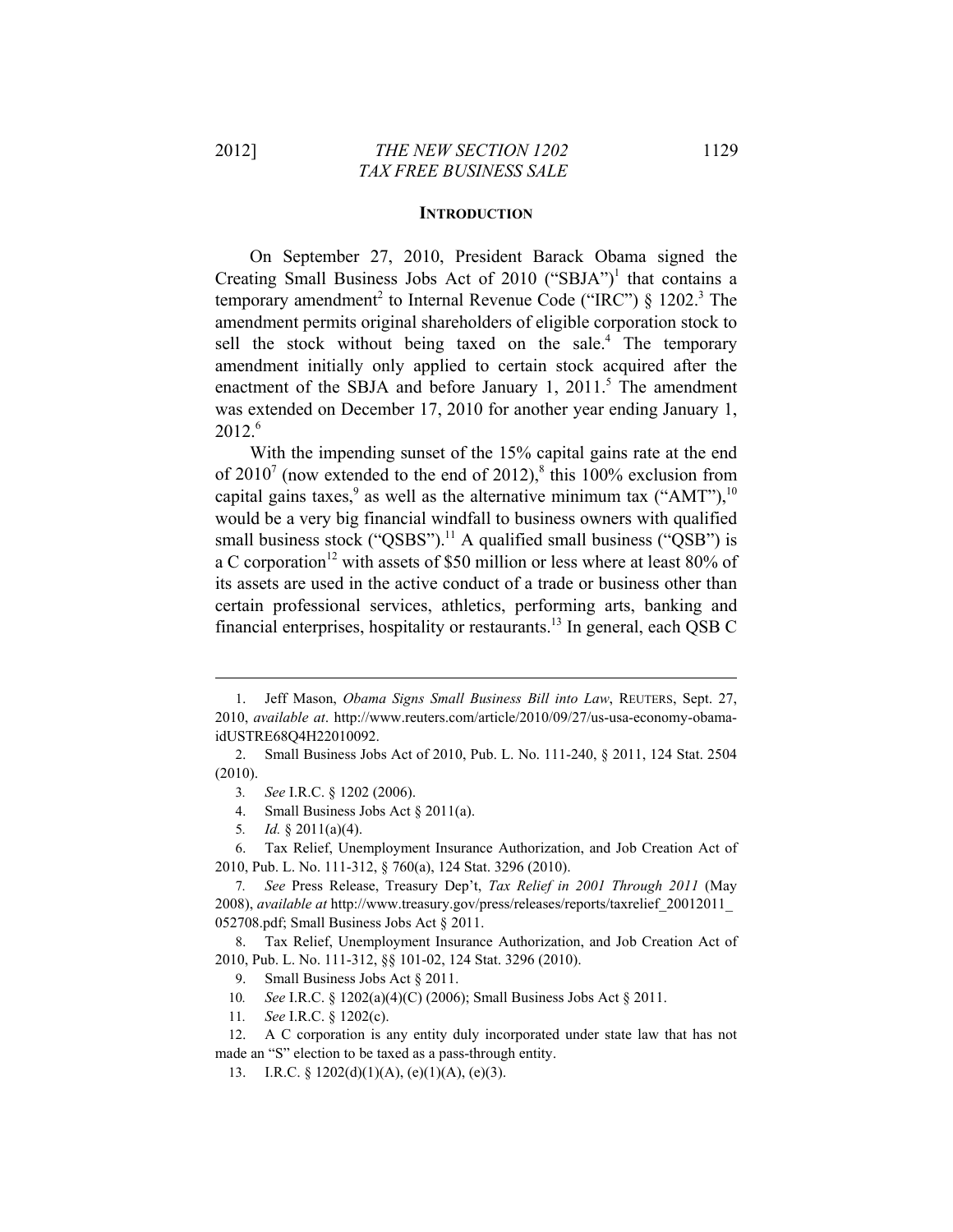## INTRODUCTION

On September 27, 2010, President Barack Obama signed the Creating Small Business Jobs Act of 2010 ("SBJA")[1] that contains a temporary amendment[2] to Internal Revenue Code ("IRC") § 1202.[3] The amendment permits original shareholders of eligible corporation stock to sell the stock without being taxed on the sale.[4] The temporary amendment initially only applied to certain stock acquired after the enactment of the SBJA and before January 1, 2011.[5] The amendment was extended on December 17, 2010 for another year ending January 1, 2012.[6]

With the impending sunset of the 15% capital gains rate at the end of 2010[7] (now extended to the end of 2012),[8] this 100% exclusion from capital gains taxes,[9] as well as the alternative minimum tax ("AMT"),[10] would be a very big financial windfall to business owners with qualified small business stock ("QSBS").[11] A qualified small business ("QSB") is a C corporation[12] with assets of $50 million or less where at least 80% of its assets are used in the active conduct of a trade or business other than certain professional services, athletics, performing arts, banking and financial enterprises, hospitality or restaurants.[13] In general, each QSB C

---

1. Jeff Mason, *Obama Signs Small Business Bill into Law*, REUTERS, Sept. 27, 2010, *available at*. http://www.reuters.com/article/2010/09/27/us-usa-economy-obama-idUSTRE68Q4H22010092.
2. Small Business Jobs Act of 2010, Pub. L. No. 111-240, § 2011, 124 Stat. 2504 (2010).
3. *See* I.R.C. § 1202 (2006).
4. Small Business Jobs Act § 2011(a).
5. *Id.* § 2011(a)(4).
6. Tax Relief, Unemployment Insurance Authorization, and Job Creation Act of 2010, Pub. L. No. 111-312, § 760(a), 124 Stat. 3296 (2010).
7. *See* Press Release, Treasury Dep't, *Tax Relief in 2001 Through 2011* (May 2008), *available at* http://www.treasury.gov/press/releases/reports/taxrelief_20012011_052708.pdf; Small Business Jobs Act § 2011.
8. Tax Relief, Unemployment Insurance Authorization, and Job Creation Act of 2010, Pub. L. No. 111-312, §§ 101-02, 124 Stat. 3296 (2010).
9. Small Business Jobs Act § 2011.
10. *See* I.R.C. § 1202(a)(4)(C) (2006); Small Business Jobs Act § 2011.
11. *See* I.R.C. § 1202(c).
12. A C corporation is any entity duly incorporated under state law that has not made an "S" election to be taxed as a pass-through entity.
13. I.R.C. § 1202(d)(1)(A), (e)(1)(A), (e)(3).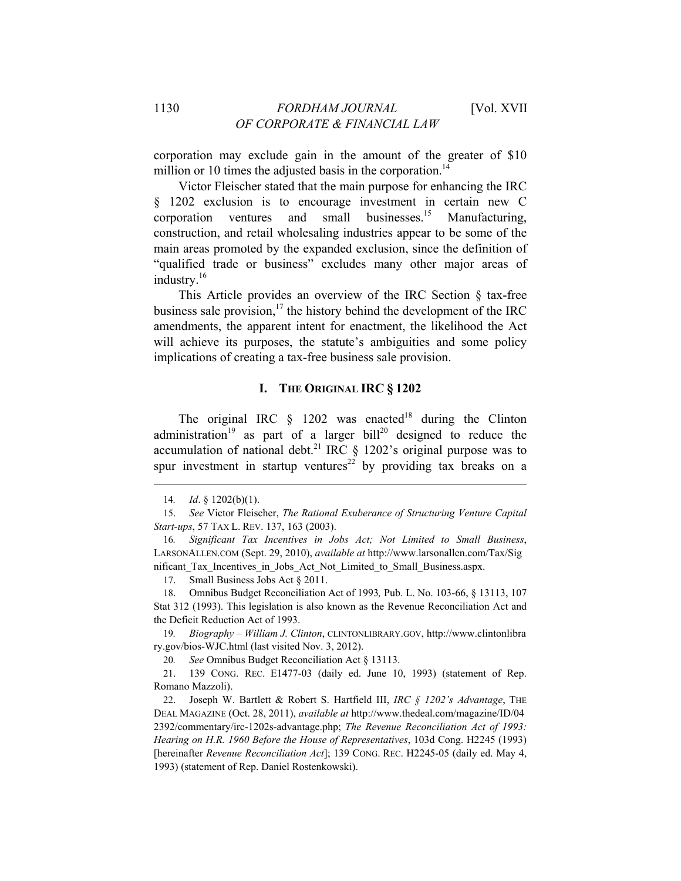corporation may exclude gain in the amount of the greater of $10 million or 10 times the adjusted basis in the corporation.[14]

Victor Fleischer stated that the main purpose for enhancing the IRC § 1202 exclusion is to encourage investment in certain new C corporation ventures and small businesses.[15] Manufacturing, construction, and retail wholesaling industries appear to be some of the main areas promoted by the expanded exclusion, since the definition of "qualified trade or business" excludes many other major areas of industry.[16]

This Article provides an overview of the IRC Section § tax-free business sale provision,[17] the history behind the development of the IRC amendments, the apparent intent for enactment, the likelihood the Act will achieve its purposes, the statute's ambiguities and some policy implications of creating a tax-free business sale provision.

## I. THE ORIGINAL IRC § 1202

The original IRC § 1202 was enacted[18] during the Clinton administration[19] as part of a larger bill[20] designed to reduce the accumulation of national debt.[21] IRC § 1202's original purpose was to spur investment in startup ventures[22] by providing tax breaks on a

---

14. *Id*. § 1202(b)(1).

15. *See* Victor Fleischer, *The Rational Exuberance of Structuring Venture Capital Start-ups*, 57 TAX L. REV. 137, 163 (2003).

16. *Significant Tax Incentives in Jobs Act; Not Limited to Small Business*, LARSONALLEN.COM (Sept. 29, 2010), *available at* http://www.larsonallen.com/Tax/Significant_Tax_Incentives_in_Jobs_Act_Not_Limited_to_Small_Business.aspx.

17. Small Business Jobs Act § 2011.

18. Omnibus Budget Reconciliation Act of 1993, Pub. L. No. 103-66, § 13113, 107 Stat 312 (1993). This legislation is also known as the Revenue Reconciliation Act and the Deficit Reduction Act of 1993.

19. *Biography – William J. Clinton*, CLINTONLIBRARY.GOV, http://www.clintonlibrary.gov/bios-WJC.html (last visited Nov. 3, 2012).

20. *See* Omnibus Budget Reconciliation Act § 13113.

21. 139 CONG. REC. E1477-03 (daily ed. June 10, 1993) (statement of Rep. Romano Mazzoli).

22. Joseph W. Bartlett & Robert S. Hartfield III, *IRC § 1202's Advantage*, THE DEAL MAGAZINE (Oct. 28, 2011), *available at* http://www.thedeal.com/magazine/ID/042392/commentary/irc-1202s-advantage.php; *The Revenue Reconciliation Act of 1993: Hearing on H.R. 1960 Before the House of Representatives*, 103d Cong. H2245 (1993) [hereinafter *Revenue Reconciliation Act*]; 139 CONG. REC. H2245-05 (daily ed. May 4, 1993) (statement of Rep. Daniel Rostenkowski).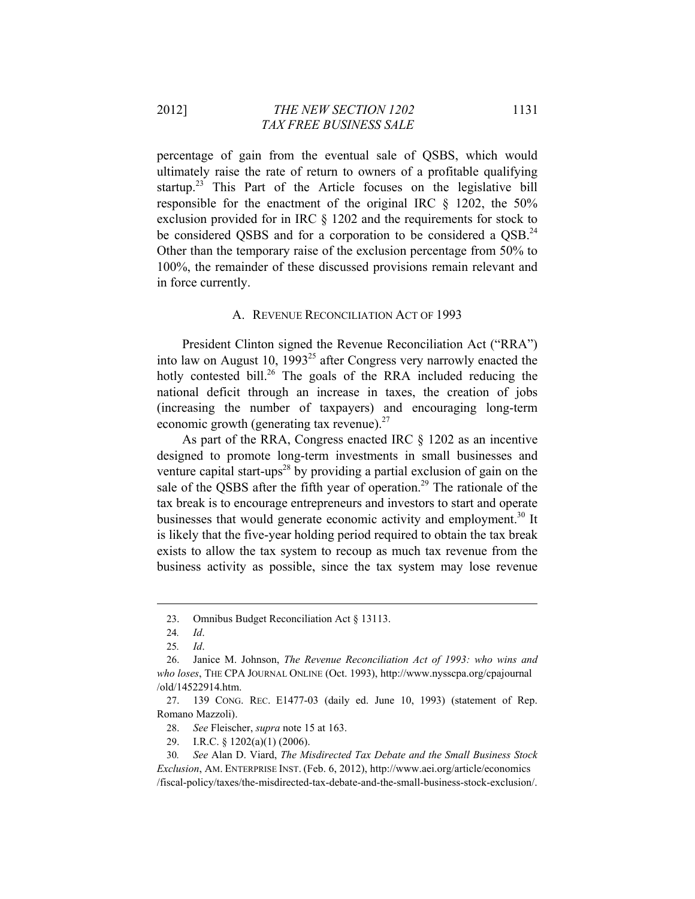percentage of gain from the eventual sale of QSBS, which would ultimately raise the rate of return to owners of a profitable qualifying startup.[23] This Part of the Article focuses on the legislative bill responsible for the enactment of the original IRC § 1202, the 50% exclusion provided for in IRC § 1202 and the requirements for stock to be considered QSBS and for a corporation to be considered a QSB.[24] Other than the temporary raise of the exclusion percentage from 50% to 100%, the remainder of these discussed provisions remain relevant and in force currently.

### A. REVENUE RECONCILIATION ACT OF 1993

President Clinton signed the Revenue Reconciliation Act ("RRA") into law on August 10, 1993[25] after Congress very narrowly enacted the hotly contested bill.[26] The goals of the RRA included reducing the national deficit through an increase in taxes, the creation of jobs (increasing the number of taxpayers) and encouraging long-term economic growth (generating tax revenue).[27]

As part of the RRA, Congress enacted IRC § 1202 as an incentive designed to promote long-term investments in small businesses and venture capital start-ups[28] by providing a partial exclusion of gain on the sale of the QSBS after the fifth year of operation.[29] The rationale of the tax break is to encourage entrepreneurs and investors to start and operate businesses that would generate economic activity and employment.[30] It is likely that the five-year holding period required to obtain the tax break exists to allow the tax system to recoup as much tax revenue from the business activity as possible, since the tax system may lose revenue

---

23. Omnibus Budget Reconciliation Act § 13113.

24. *Id*.

25. *Id*.

26. Janice M. Johnson, *The Revenue Reconciliation Act of 1993: who wins and who loses*, THE CPA JOURNAL ONLINE (Oct. 1993), http://www.nysscpa.org/cpajournal/old/14522914.htm.

27. 139 CONG. REC. E1477-03 (daily ed. June 10, 1993) (statement of Rep. Romano Mazzoli).

28. *See* Fleischer, *supra* note 15 at 163.

29. I.R.C. § 1202(a)(1) (2006).

30. *See* Alan D. Viard, *The Misdirected Tax Debate and the Small Business Stock Exclusion*, AM. ENTERPRISE INST. (Feb. 6, 2012), http://www.aei.org/article/economics/fiscal-policy/taxes/the-misdirected-tax-debate-and-the-small-business-stock-exclusion/.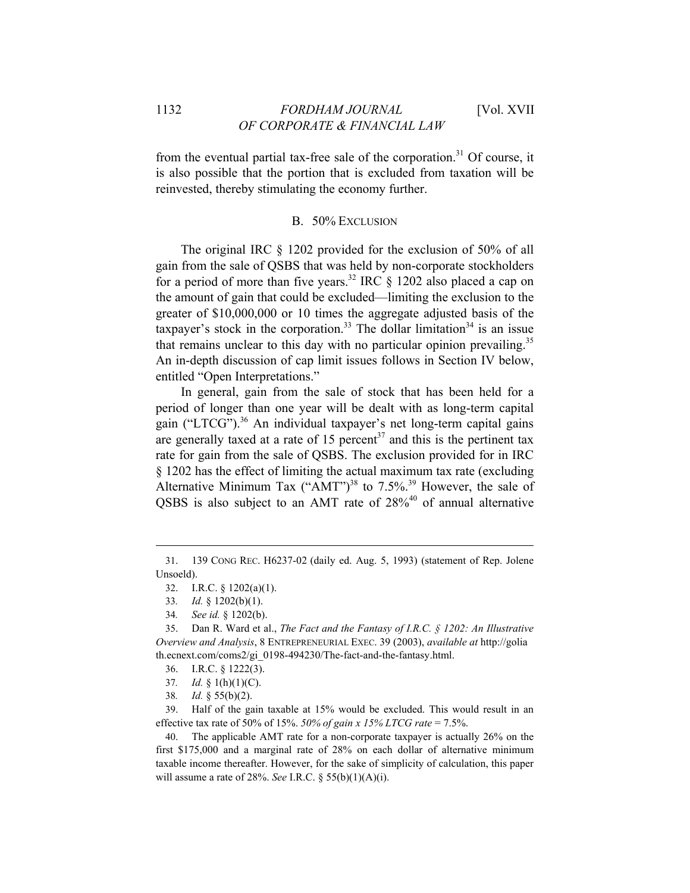from the eventual partial tax-free sale of the corporation.[31] Of course, it is also possible that the portion that is excluded from taxation will be reinvested, thereby stimulating the economy further.

### B. 50% EXCLUSION

The original IRC § 1202 provided for the exclusion of 50% of all gain from the sale of QSBS that was held by non-corporate stockholders for a period of more than five years.[32] IRC § 1202 also placed a cap on the amount of gain that could be excluded—limiting the exclusion to the greater of $10,000,000 or 10 times the aggregate adjusted basis of the taxpayer's stock in the corporation.[33] The dollar limitation[34] is an issue that remains unclear to this day with no particular opinion prevailing.[35] An in-depth discussion of cap limit issues follows in Section IV below, entitled "Open Interpretations."

In general, gain from the sale of stock that has been held for a period of longer than one year will be dealt with as long-term capital gain ("LTCG").[36] An individual taxpayer's net long-term capital gains are generally taxed at a rate of 15 percent[37] and this is the pertinent tax rate for gain from the sale of QSBS. The exclusion provided for in IRC § 1202 has the effect of limiting the actual maximum tax rate (excluding Alternative Minimum Tax ("AMT")[38] to 7.5%.[39] However, the sale of QSBS is also subject to an AMT rate of 28%[40] of annual alternative

---

31. 139 CONG REC. H6237-02 (daily ed. Aug. 5, 1993) (statement of Rep. Jolene Unsoeld).

32. I.R.C. § 1202(a)(1).

33. *Id.* § 1202(b)(1).

34. *See id.* § 1202(b).

35. Dan R. Ward et al., *The Fact and the Fantasy of I.R.C. § 1202: An Illustrative Overview and Analysis*, 8 ENTREPRENEURIAL EXEC. 39 (2003), *available at* http://goliath.ecnext.com/coms2/gi_0198-494230/The-fact-and-the-fantasy.html.

36. I.R.C. § 1222(3).

37. *Id.* § 1(h)(1)(C).

38. *Id.* § 55(b)(2).

39. Half of the gain taxable at 15% would be excluded. This would result in an effective tax rate of 50% of 15%. *50% of gain x 15% LTCG rate* = 7.5%.

40. The applicable AMT rate for a non-corporate taxpayer is actually 26% on the first $175,000 and a marginal rate of 28% on each dollar of alternative minimum taxable income thereafter. However, for the sake of simplicity of calculation, this paper will assume a rate of 28%. *See* I.R.C. § 55(b)(1)(A)(i).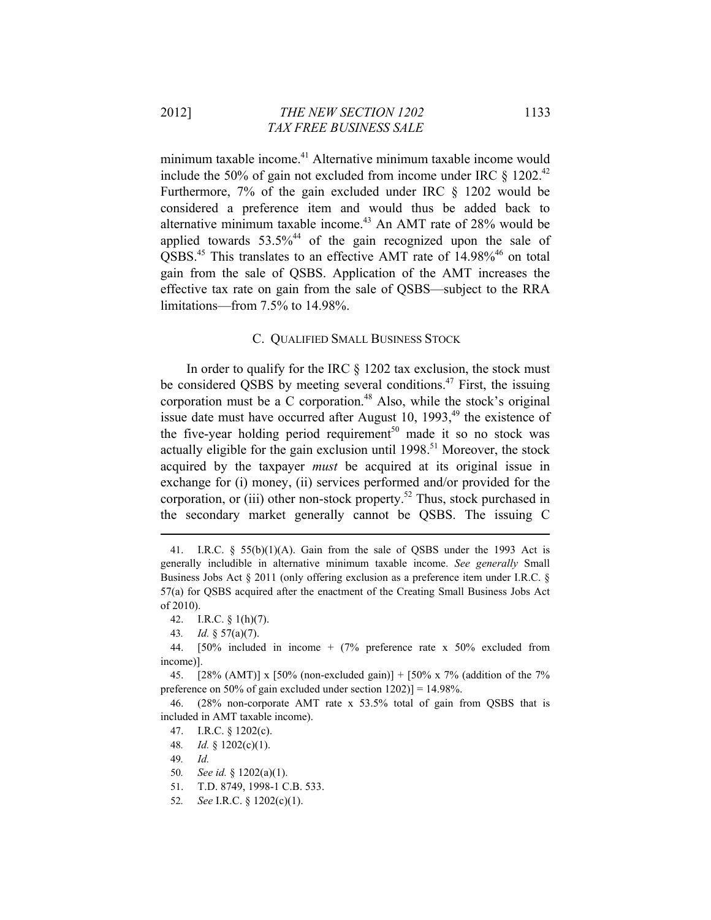minimum taxable income.[41] Alternative minimum taxable income would include the 50% of gain not excluded from income under IRC § 1202.[42] Furthermore, 7% of the gain excluded under IRC § 1202 would be considered a preference item and would thus be added back to alternative minimum taxable income.[43] An AMT rate of 28% would be applied towards 53.5%[44] of the gain recognized upon the sale of QSBS.[45] This translates to an effective AMT rate of 14.98%[46] on total gain from the sale of QSBS. Application of the AMT increases the effective tax rate on gain from the sale of QSBS—subject to the RRA limitations—from 7.5% to 14.98%.

### C. Qualified Small Business Stock

In order to qualify for the IRC § 1202 tax exclusion, the stock must be considered QSBS by meeting several conditions.[47] First, the issuing corporation must be a C corporation.[48] Also, while the stock's original issue date must have occurred after August 10, 1993,[49] the existence of the five-year holding period requirement[50] made it so no stock was actually eligible for the gain exclusion until 1998.[51] Moreover, the stock acquired by the taxpayer *must* be acquired at its original issue in exchange for (i) money, (ii) services performed and/or provided for the corporation, or (iii) other non-stock property.[52] Thus, stock purchased in the secondary market generally cannot be QSBS. The issuing C

---

41. I.R.C. § 55(b)(1)(A). Gain from the sale of QSBS under the 1993 Act is generally includible in alternative minimum taxable income. *See generally* Small Business Jobs Act § 2011 (only offering exclusion as a preference item under I.R.C. § 57(a) for QSBS acquired after the enactment of the Creating Small Business Jobs Act of 2010).

42. I.R.C. § 1(h)(7).

43. *Id.* § 57(a)(7).

44. [50% included in income + (7% preference rate x 50% excluded from income)].

45. [28% (AMT)] x [50% (non-excluded gain)] + [50% x 7% (addition of the 7% preference on 50% of gain excluded under section 1202)] = 14.98%.

46. (28% non-corporate AMT rate x 53.5% total of gain from QSBS that is included in AMT taxable income).

47. I.R.C. § 1202(c).

48. *Id.* § 1202(c)(1).

49. *Id.*

50. *See id.* § 1202(a)(1).

51. T.D. 8749, 1998-1 C.B. 533.

52. *See* I.R.C. § 1202(c)(1).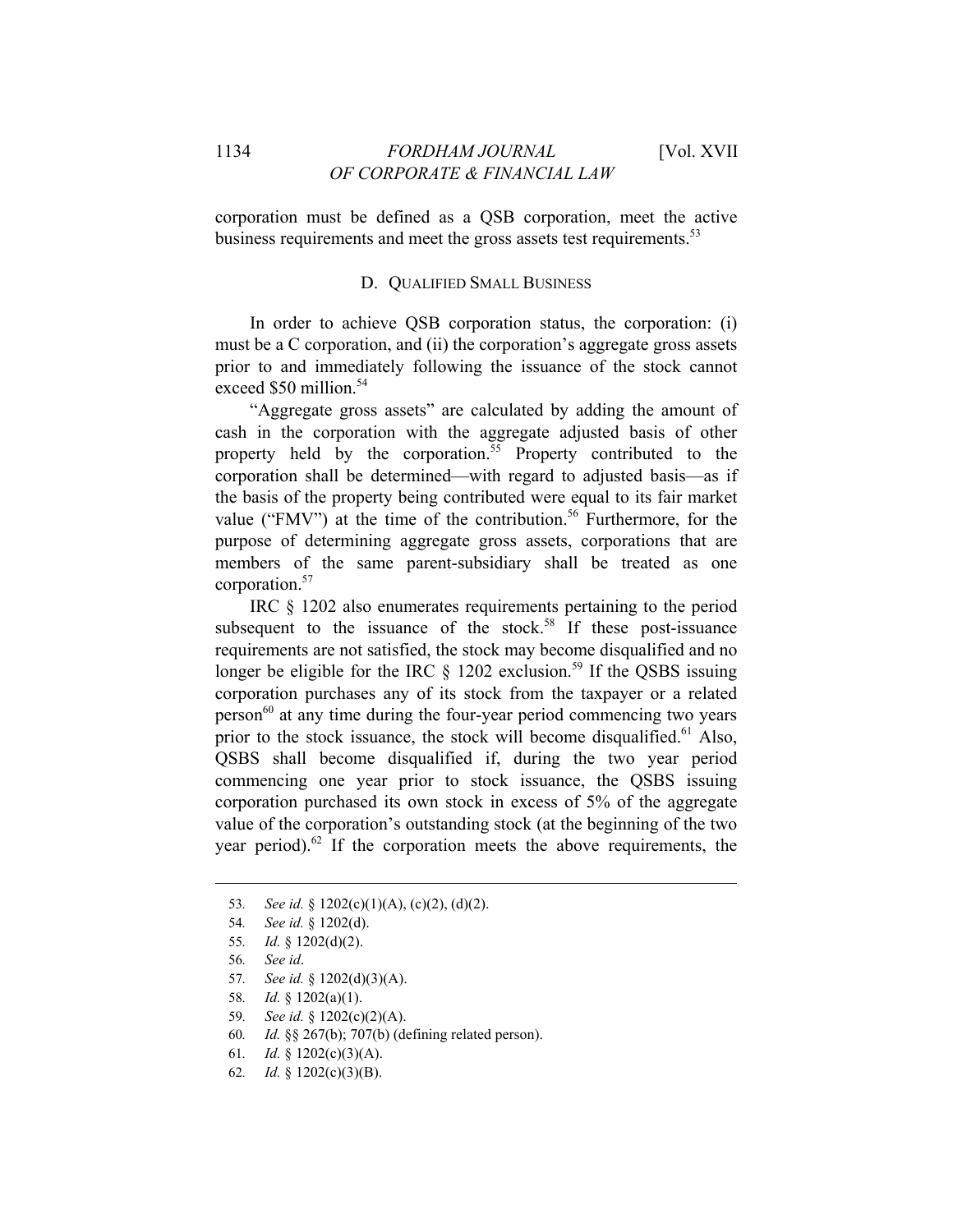corporation must be defined as a QSB corporation, meet the active business requirements and meet the gross assets test requirements.[53]

### D. Qualified Small Business

In order to achieve QSB corporation status, the corporation: (i) must be a C corporation, and (ii) the corporation's aggregate gross assets prior to and immediately following the issuance of the stock cannot exceed $50 million.[54]

"Aggregate gross assets" are calculated by adding the amount of cash in the corporation with the aggregate adjusted basis of other property held by the corporation.[55] Property contributed to the corporation shall be determined—with regard to adjusted basis—as if the basis of the property being contributed were equal to its fair market value ("FMV") at the time of the contribution.[56] Furthermore, for the purpose of determining aggregate gross assets, corporations that are members of the same parent-subsidiary shall be treated as one corporation.[57]

IRC § 1202 also enumerates requirements pertaining to the period subsequent to the issuance of the stock.[58] If these post-issuance requirements are not satisfied, the stock may become disqualified and no longer be eligible for the IRC § 1202 exclusion.[59] If the QSBS issuing corporation purchases any of its stock from the taxpayer or a related person[60] at any time during the four-year period commencing two years prior to the stock issuance, the stock will become disqualified.[61] Also, QSBS shall become disqualified if, during the two year period commencing one year prior to stock issuance, the QSBS issuing corporation purchased its own stock in excess of 5% of the aggregate value of the corporation's outstanding stock (at the beginning of the two year period).[62] If the corporation meets the above requirements, the

---

53. *See id.* § 1202(c)(1)(A), (c)(2), (d)(2).
54. *See id.* § 1202(d).
55. *Id.* § 1202(d)(2).
56. *See id*.
57. *See id.* § 1202(d)(3)(A).
58. *Id.* § 1202(a)(1).
59. *See id.* § 1202(c)(2)(A).
60. *Id.* §§ 267(b); 707(b) (defining related person).
61. *Id.* § 1202(c)(3)(A).
62. *Id.* § 1202(c)(3)(B).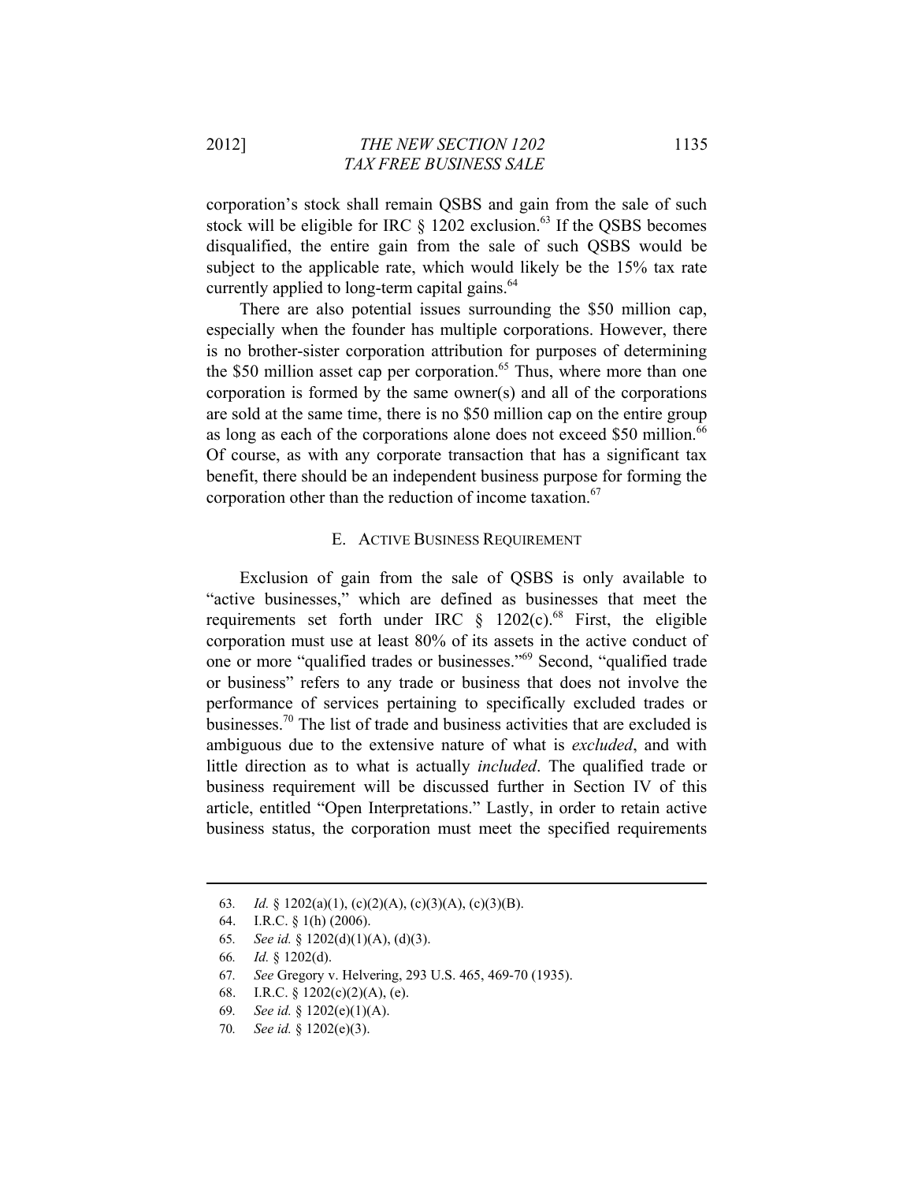corporation's stock shall remain QSBS and gain from the sale of such stock will be eligible for IRC § 1202 exclusion.[63] If the QSBS becomes disqualified, the entire gain from the sale of such QSBS would be subject to the applicable rate, which would likely be the 15% tax rate currently applied to long-term capital gains.[64]

There are also potential issues surrounding the $50 million cap, especially when the founder has multiple corporations. However, there is no brother-sister corporation attribution for purposes of determining the $50 million asset cap per corporation.[65] Thus, where more than one corporation is formed by the same owner(s) and all of the corporations are sold at the same time, there is no $50 million cap on the entire group as long as each of the corporations alone does not exceed $50 million.[66] Of course, as with any corporate transaction that has a significant tax benefit, there should be an independent business purpose for forming the corporation other than the reduction of income taxation.[67]

### E. Active Business Requirement

Exclusion of gain from the sale of QSBS is only available to "active businesses," which are defined as businesses that meet the requirements set forth under IRC § 1202(c).[68] First, the eligible corporation must use at least 80% of its assets in the active conduct of one or more "qualified trades or businesses."[69] Second, "qualified trade or business" refers to any trade or business that does not involve the performance of services pertaining to specifically excluded trades or businesses.[70] The list of trade and business activities that are excluded is ambiguous due to the extensive nature of what is *excluded*, and with little direction as to what is actually *included*. The qualified trade or business requirement will be discussed further in Section IV of this article, entitled "Open Interpretations." Lastly, in order to retain active business status, the corporation must meet the specified requirements

---

63. *Id.* § 1202(a)(1), (c)(2)(A), (c)(3)(A), (c)(3)(B).
64. I.R.C. § 1(h) (2006).
65. *See id.* § 1202(d)(1)(A), (d)(3).
66. *Id.* § 1202(d).
67. *See* Gregory v. Helvering, 293 U.S. 465, 469-70 (1935).
68. I.R.C. § 1202(c)(2)(A), (e).
69. *See id.* § 1202(e)(1)(A).
70. *See id.* § 1202(e)(3).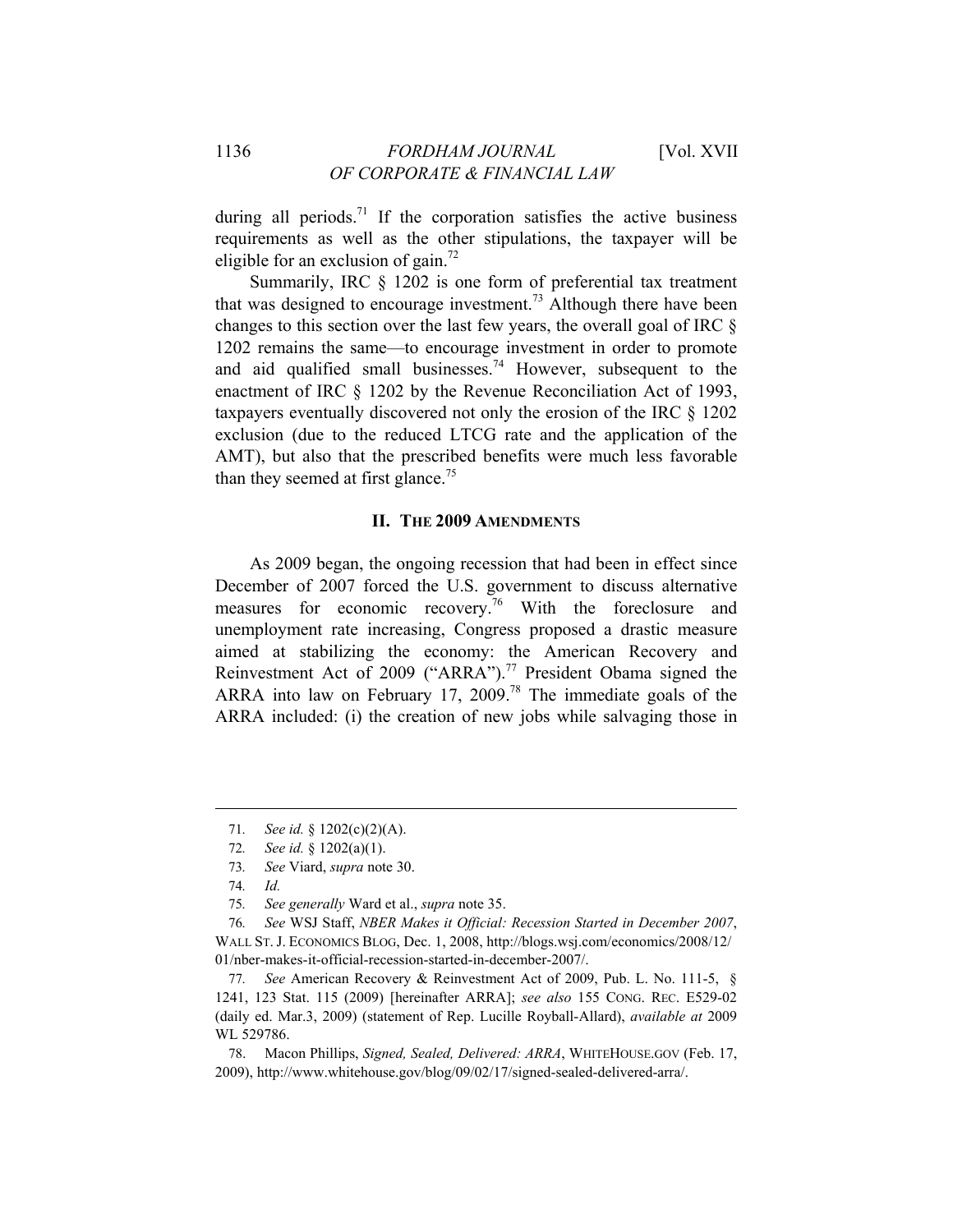during all periods.[71] If the corporation satisfies the active business requirements as well as the other stipulations, the taxpayer will be eligible for an exclusion of gain.[72]

Summarily, IRC § 1202 is one form of preferential tax treatment that was designed to encourage investment.[73] Although there have been changes to this section over the last few years, the overall goal of IRC § 1202 remains the same—to encourage investment in order to promote and aid qualified small businesses.[74] However, subsequent to the enactment of IRC § 1202 by the Revenue Reconciliation Act of 1993, taxpayers eventually discovered not only the erosion of the IRC § 1202 exclusion (due to the reduced LTCG rate and the application of the AMT), but also that the prescribed benefits were much less favorable than they seemed at first glance.[75]

## II. The 2009 Amendments

As 2009 began, the ongoing recession that had been in effect since December of 2007 forced the U.S. government to discuss alternative measures for economic recovery.[76] With the foreclosure and unemployment rate increasing, Congress proposed a drastic measure aimed at stabilizing the economy: the American Recovery and Reinvestment Act of 2009 ("ARRA").[77] President Obama signed the ARRA into law on February 17, 2009.[78] The immediate goals of the ARRA included: (i) the creation of new jobs while salvaging those in

---

71. *See id.* § 1202(c)(2)(A).

72. *See id.* § 1202(a)(1).

73. *See* Viard, *supra* note 30.

74. *Id.*

75. *See generally* Ward et al., *supra* note 35.

76. *See* WSJ Staff, *NBER Makes it Official: Recession Started in December 2007*, WALL ST. J. ECONOMICS BLOG, Dec. 1, 2008, http://blogs.wsj.com/economics/2008/12/01/nber-makes-it-official-recession-started-in-december-2007/.

77. *See* American Recovery & Reinvestment Act of 2009, Pub. L. No. 111-5, § 1241, 123 Stat. 115 (2009) [hereinafter ARRA]; *see also* 155 CONG. REC. E529-02 (daily ed. Mar.3, 2009) (statement of Rep. Lucille Royball-Allard), *available at* 2009 WL 529786.

78. Macon Phillips, *Signed, Sealed, Delivered: ARRA*, WHITEHOUSE.GOV (Feb. 17, 2009), http://www.whitehouse.gov/blog/09/02/17/signed-sealed-delivered-arra/.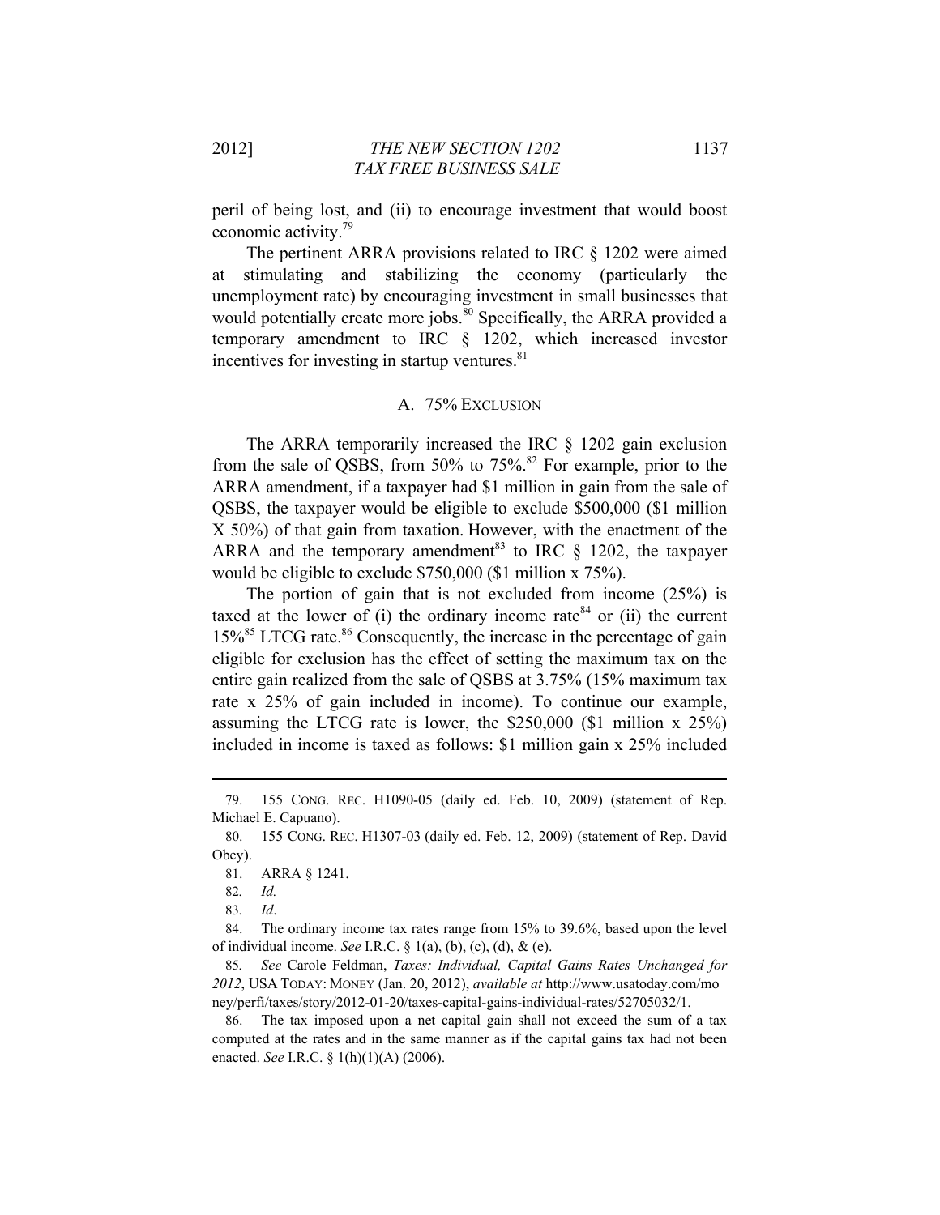peril of being lost, and (ii) to encourage investment that would boost economic activity.[79]

The pertinent ARRA provisions related to IRC § 1202 were aimed at stimulating and stabilizing the economy (particularly the unemployment rate) by encouraging investment in small businesses that would potentially create more jobs.[80] Specifically, the ARRA provided a temporary amendment to IRC § 1202, which increased investor incentives for investing in startup ventures.[81]

## A. 75% EXCLUSION

The ARRA temporarily increased the IRC § 1202 gain exclusion from the sale of QSBS, from 50% to 75%.[82] For example, prior to the ARRA amendment, if a taxpayer had $1 million in gain from the sale of QSBS, the taxpayer would be eligible to exclude $500,000 ($1 million X 50%) of that gain from taxation. However, with the enactment of the ARRA and the temporary amendment[83] to IRC § 1202, the taxpayer would be eligible to exclude $750,000 ($1 million x 75%).

The portion of gain that is not excluded from income (25%) is taxed at the lower of (i) the ordinary income rate[84] or (ii) the current 15%[85] LTCG rate.[86] Consequently, the increase in the percentage of gain eligible for exclusion has the effect of setting the maximum tax on the entire gain realized from the sale of QSBS at 3.75% (15% maximum tax rate x 25% of gain included in income). To continue our example, assuming the LTCG rate is lower, the $250,000 ($1 million x 25%) included in income is taxed as follows: $1 million gain x 25% included

---

79. 155 CONG. REC. H1090-05 (daily ed. Feb. 10, 2009) (statement of Rep. Michael E. Capuano).

80. 155 CONG. REC. H1307-03 (daily ed. Feb. 12, 2009) (statement of Rep. David Obey).

81. ARRA § 1241.

82. *Id.*

83. *Id*.

84. The ordinary income tax rates range from 15% to 39.6%, based upon the level of individual income. *See* I.R.C. § 1(a), (b), (c), (d), & (e).

85. *See* Carole Feldman, *Taxes: Individual, Capital Gains Rates Unchanged for 2012*, USA TODAY: MONEY (Jan. 20, 2012), *available at* http://www.usatoday.com/money/perfi/taxes/story/2012-01-20/taxes-capital-gains-individual-rates/52705032/1.

86. The tax imposed upon a net capital gain shall not exceed the sum of a tax computed at the rates and in the same manner as if the capital gains tax had not been enacted. *See* I.R.C. § 1(h)(1)(A) (2006).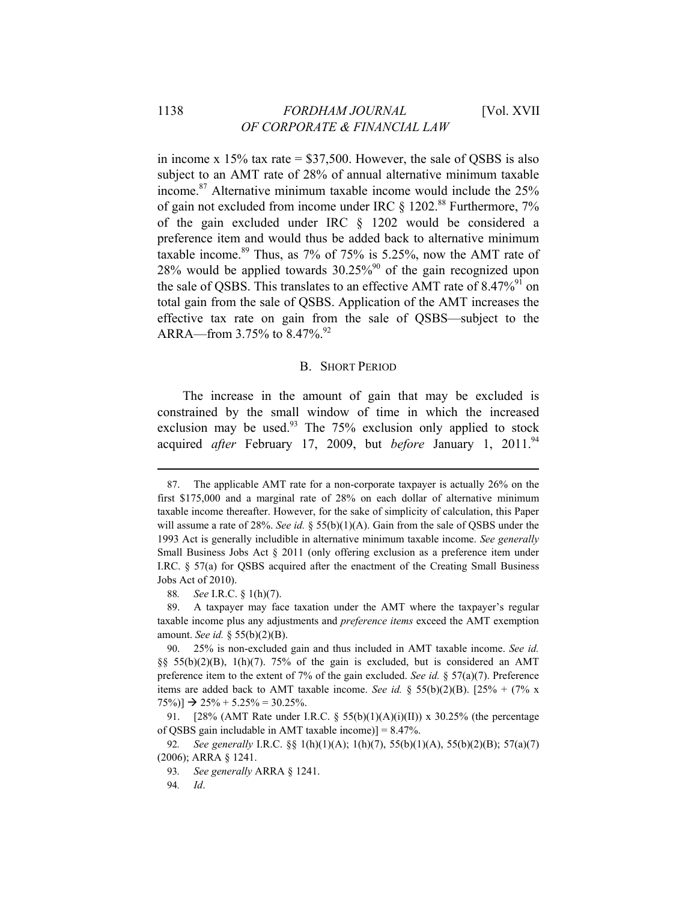in income x 15% tax rate = $37,500. However, the sale of QSBS is also subject to an AMT rate of 28% of annual alternative minimum taxable income.[87] Alternative minimum taxable income would include the 25% of gain not excluded from income under IRC § 1202.[88] Furthermore, 7% of the gain excluded under IRC § 1202 would be considered a preference item and would thus be added back to alternative minimum taxable income.[89] Thus, as 7% of 75% is 5.25%, now the AMT rate of 28% would be applied towards 30.25%[90] of the gain recognized upon the sale of QSBS. This translates to an effective AMT rate of 8.47%[91] on total gain from the sale of QSBS. Application of the AMT increases the effective tax rate on gain from the sale of QSBS—subject to the ARRA—from 3.75% to 8.47%.[92]

## B. SHORT PERIOD

The increase in the amount of gain that may be excluded is constrained by the small window of time in which the increased exclusion may be used.[93] The 75% exclusion only applied to stock acquired *after* February 17, 2009, but *before* January 1, 2011.[94]

---

87. The applicable AMT rate for a non-corporate taxpayer is actually 26% on the first $175,000 and a marginal rate of 28% on each dollar of alternative minimum taxable income thereafter. However, for the sake of simplicity of calculation, this Paper will assume a rate of 28%. *See id.* § 55(b)(1)(A). Gain from the sale of QSBS under the 1993 Act is generally includible in alternative minimum taxable income. *See generally* Small Business Jobs Act § 2011 (only offering exclusion as a preference item under I.RC. § 57(a) for QSBS acquired after the enactment of the Creating Small Business Jobs Act of 2010).

88. *See* I.R.C. § 1(h)(7).

89. A taxpayer may face taxation under the AMT where the taxpayer's regular taxable income plus any adjustments and *preference items* exceed the AMT exemption amount. *See id.* § 55(b)(2)(B).

90. 25% is non-excluded gain and thus included in AMT taxable income. *See id.* §§ 55(b)(2)(B), 1(h)(7). 75% of the gain is excluded, but is considered an AMT preference item to the extent of 7% of the gain excluded. *See id.* § 57(a)(7). Preference items are added back to AMT taxable income. *See id.* § 55(b)(2)(B). [25% + (7% x 75%)] → 25% + 5.25% = 30.25%.

91. [28% (AMT Rate under I.R.C. § 55(b)(1)(A)(i)(II)) x 30.25% (the percentage of QSBS gain includable in AMT taxable income)] = 8.47%.

92. *See generally* I.R.C. §§ 1(h)(1)(A); 1(h)(7), 55(b)(1)(A), 55(b)(2)(B); 57(a)(7) (2006); ARRA § 1241.

93. *See generally* ARRA § 1241.

94. *Id*.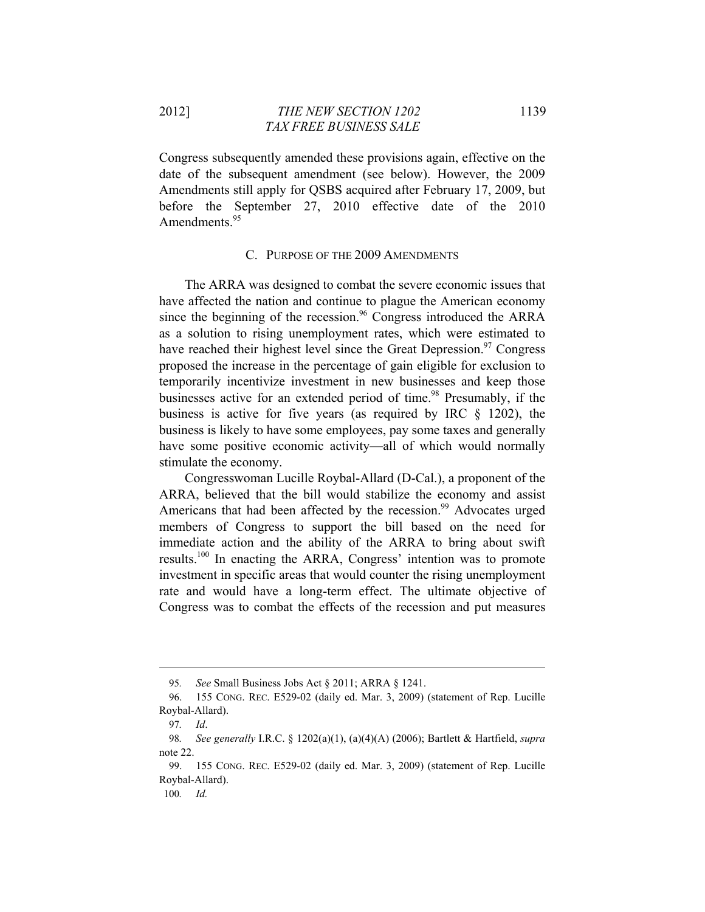Congress subsequently amended these provisions again, effective on the date of the subsequent amendment (see below). However, the 2009 Amendments still apply for QSBS acquired after February 17, 2009, but before the September 27, 2010 effective date of the 2010 Amendments.[95]

### C. Purpose of the 2009 Amendments

The ARRA was designed to combat the severe economic issues that have affected the nation and continue to plague the American economy since the beginning of the recession.[96] Congress introduced the ARRA as a solution to rising unemployment rates, which were estimated to have reached their highest level since the Great Depression.[97] Congress proposed the increase in the percentage of gain eligible for exclusion to temporarily incentivize investment in new businesses and keep those businesses active for an extended period of time.[98] Presumably, if the business is active for five years (as required by IRC § 1202), the business is likely to have some employees, pay some taxes and generally have some positive economic activity—all of which would normally stimulate the economy.

Congresswoman Lucille Roybal-Allard (D-Cal.), a proponent of the ARRA, believed that the bill would stabilize the economy and assist Americans that had been affected by the recession.[99] Advocates urged members of Congress to support the bill based on the need for immediate action and the ability of the ARRA to bring about swift results.[100] In enacting the ARRA, Congress' intention was to promote investment in specific areas that would counter the rising unemployment rate and would have a long-term effect. The ultimate objective of Congress was to combat the effects of the recession and put measures

---

95. *See* Small Business Jobs Act § 2011; ARRA § 1241.

96. 155 CONG. REC. E529-02 (daily ed. Mar. 3, 2009) (statement of Rep. Lucille Roybal-Allard).

97. *Id*.

98. *See generally* I.R.C. § 1202(a)(1), (a)(4)(A) (2006); Bartlett & Hartfield, *supra* note 22.

99. 155 CONG. REC. E529-02 (daily ed. Mar. 3, 2009) (statement of Rep. Lucille Roybal-Allard).

100. *Id.*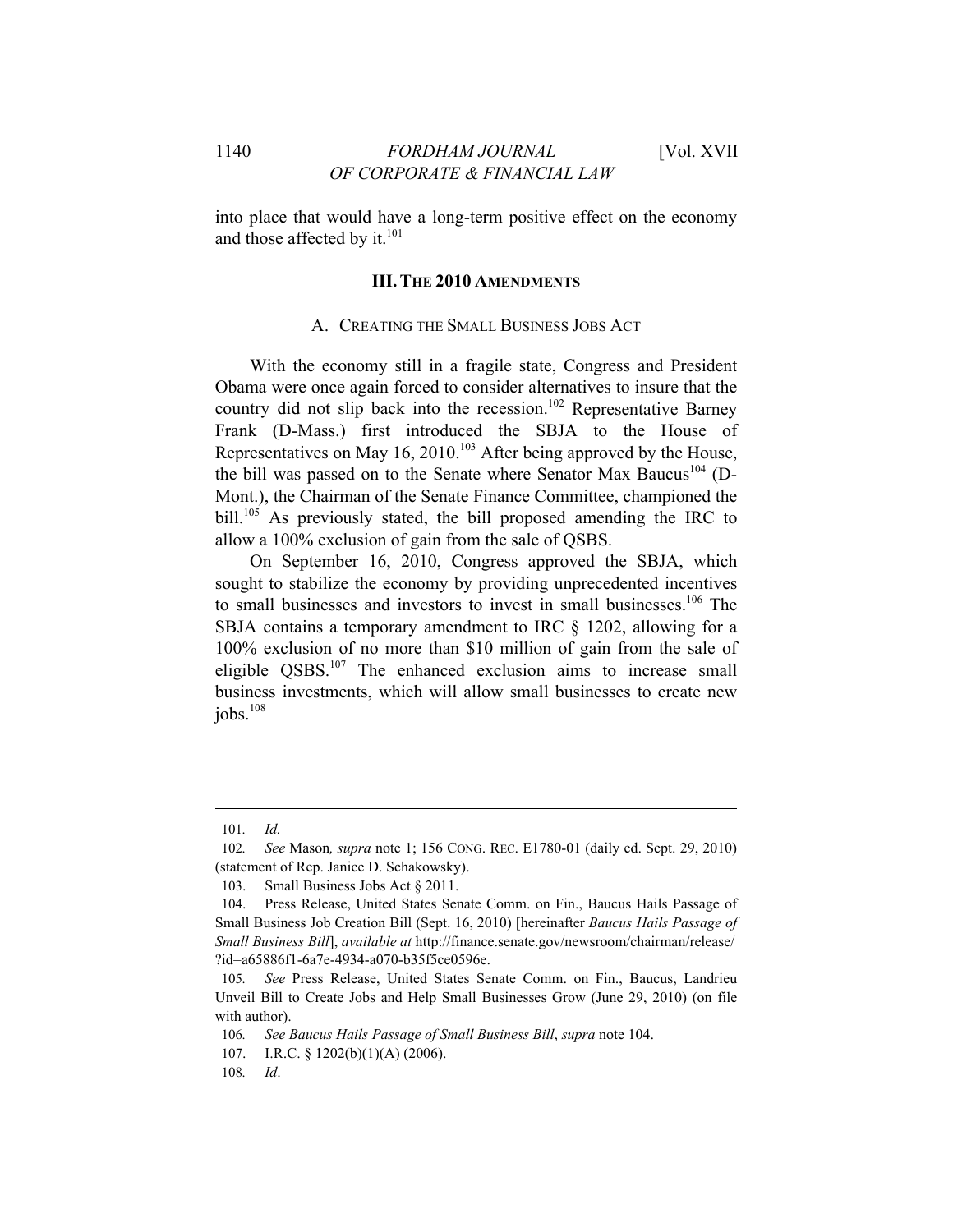into place that would have a long-term positive effect on the economy and those affected by it.[101]

## III. THE 2010 AMENDMENTS

### A. CREATING THE SMALL BUSINESS JOBS ACT

With the economy still in a fragile state, Congress and President Obama were once again forced to consider alternatives to insure that the country did not slip back into the recession.[102] Representative Barney Frank (D-Mass.) first introduced the SBJA to the House of Representatives on May 16, 2010.[103] After being approved by the House, the bill was passed on to the Senate where Senator Max Baucus[104] (D-Mont.), the Chairman of the Senate Finance Committee, championed the bill.[105] As previously stated, the bill proposed amending the IRC to allow a 100% exclusion of gain from the sale of QSBS.

On September 16, 2010, Congress approved the SBJA, which sought to stabilize the economy by providing unprecedented incentives to small businesses and investors to invest in small businesses.[106] The SBJA contains a temporary amendment to IRC § 1202, allowing for a 100% exclusion of no more than $10 million of gain from the sale of eligible QSBS.[107] The enhanced exclusion aims to increase small business investments, which will allow small businesses to create new jobs.[108]

---

101. *Id.*

102. *See* Mason*, supra* note 1; 156 CONG. REC. E1780-01 (daily ed. Sept. 29, 2010) (statement of Rep. Janice D. Schakowsky).

103. Small Business Jobs Act § 2011.

104. Press Release, United States Senate Comm. on Fin., Baucus Hails Passage of Small Business Job Creation Bill (Sept. 16, 2010) [hereinafter *Baucus Hails Passage of Small Business Bill*], *available at* http://finance.senate.gov/newsroom/chairman/release/?id=a65886f1-6a7e-4934-a070-b35f5ce0596e.

105. *See* Press Release, United States Senate Comm. on Fin., Baucus, Landrieu Unveil Bill to Create Jobs and Help Small Businesses Grow (June 29, 2010) (on file with author).

106. *See Baucus Hails Passage of Small Business Bill*, *supra* note 104.

107. I.R.C. § 1202(b)(1)(A) (2006).

108. *Id*.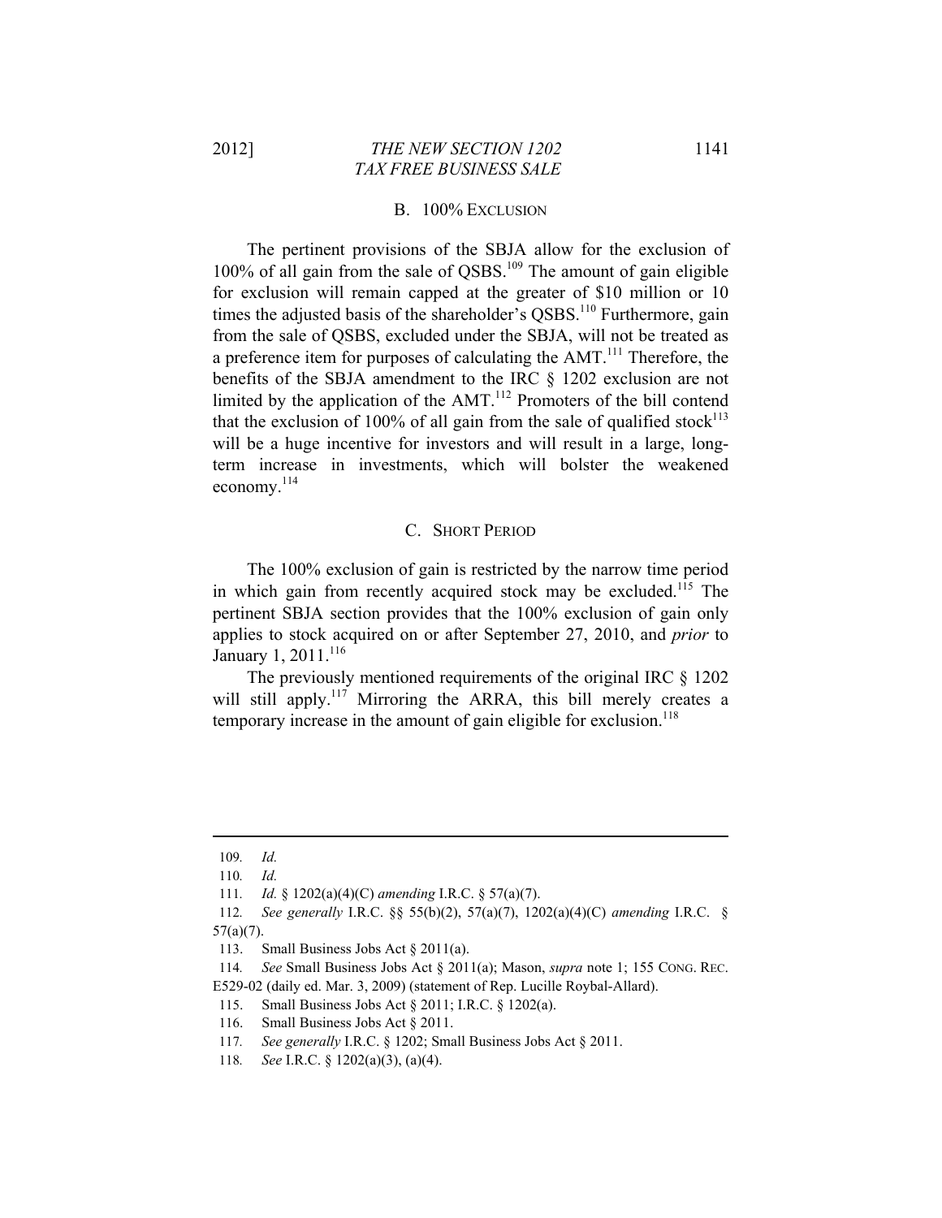### B. 100% Exclusion

The pertinent provisions of the SBJA allow for the exclusion of 100% of all gain from the sale of QSBS.[109] The amount of gain eligible for exclusion will remain capped at the greater of $10 million or 10 times the adjusted basis of the shareholder's QSBS.[110] Furthermore, gain from the sale of QSBS, excluded under the SBJA, will not be treated as a preference item for purposes of calculating the AMT.[111] Therefore, the benefits of the SBJA amendment to the IRC § 1202 exclusion are not limited by the application of the AMT.[112] Promoters of the bill contend that the exclusion of 100% of all gain from the sale of qualified stock[113] will be a huge incentive for investors and will result in a large, long-term increase in investments, which will bolster the weakened economy.[114]

### C. Short Period

The 100% exclusion of gain is restricted by the narrow time period in which gain from recently acquired stock may be excluded.[115] The pertinent SBJA section provides that the 100% exclusion of gain only applies to stock acquired on or after September 27, 2010, and *prior* to January 1, 2011.[116]

The previously mentioned requirements of the original IRC § 1202 will still apply.[117] Mirroring the ARRA, this bill merely creates a temporary increase in the amount of gain eligible for exclusion.[118]

---

109. *Id.*

110. *Id.*

111. *Id.* § 1202(a)(4)(C) *amending* I.R.C. § 57(a)(7).

112. *See generally* I.R.C. §§ 55(b)(2), 57(a)(7), 1202(a)(4)(C) *amending* I.R.C. § 57(a)(7).

113. Small Business Jobs Act § 2011(a).

114. *See* Small Business Jobs Act § 2011(a); Mason, *supra* note 1; 155 CONG. REC. E529-02 (daily ed. Mar. 3, 2009) (statement of Rep. Lucille Roybal-Allard).

115. Small Business Jobs Act § 2011; I.R.C. § 1202(a).

116. Small Business Jobs Act § 2011.

117. *See generally* I.R.C. § 1202; Small Business Jobs Act § 2011.

118. *See* I.R.C. § 1202(a)(3), (a)(4).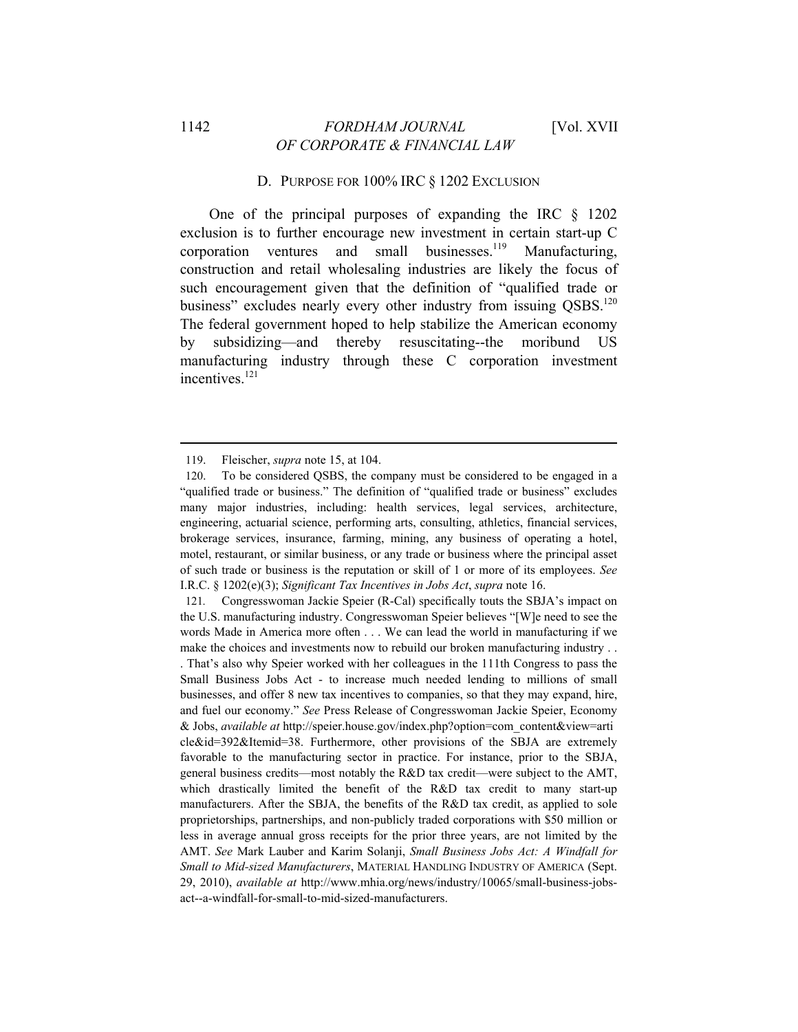### D. PURPOSE FOR 100% IRC § 1202 EXCLUSION

One of the principal purposes of expanding the IRC § 1202 exclusion is to further encourage new investment in certain start-up C corporation ventures and small businesses.[119] Manufacturing, construction and retail wholesaling industries are likely the focus of such encouragement given that the definition of "qualified trade or business" excludes nearly every other industry from issuing QSBS.[120] The federal government hoped to help stabilize the American economy by subsidizing—and thereby resuscitating--the moribund US manufacturing industry through these C corporation investment incentives.[121]

---

119. Fleischer, *supra* note 15, at 104.

120. To be considered QSBS, the company must be considered to be engaged in a "qualified trade or business." The definition of "qualified trade or business" excludes many major industries, including: health services, legal services, architecture, engineering, actuarial science, performing arts, consulting, athletics, financial services, brokerage services, insurance, farming, mining, any business of operating a hotel, motel, restaurant, or similar business, or any trade or business where the principal asset of such trade or business is the reputation or skill of 1 or more of its employees. *See* I.R.C. § 1202(e)(3); *Significant Tax Incentives in Jobs Act*, *supra* note 16.

121. Congresswoman Jackie Speier (R-Cal) specifically touts the SBJA's impact on the U.S. manufacturing industry. Congresswoman Speier believes "[W]e need to see the words Made in America more often . . . We can lead the world in manufacturing if we make the choices and investments now to rebuild our broken manufacturing industry . . . That's also why Speier worked with her colleagues in the 111th Congress to pass the Small Business Jobs Act - to increase much needed lending to millions of small businesses, and offer 8 new tax incentives to companies, so that they may expand, hire, and fuel our economy." *See* Press Release of Congresswoman Jackie Speier, Economy & Jobs, *available at* http://speier.house.gov/index.php?option=com_content&view=article&id=392&Itemid=38. Furthermore, other provisions of the SBJA are extremely favorable to the manufacturing sector in practice. For instance, prior to the SBJA, general business credits—most notably the R&D tax credit—were subject to the AMT, which drastically limited the benefit of the R&D tax credit to many start-up manufacturers. After the SBJA, the benefits of the R&D tax credit, as applied to sole proprietorships, partnerships, and non-publicly traded corporations with $50 million or less in average annual gross receipts for the prior three years, are not limited by the AMT. *See* Mark Lauber and Karim Solanji, *Small Business Jobs Act: A Windfall for Small to Mid-sized Manufacturers*, MATERIAL HANDLING INDUSTRY OF AMERICA (Sept. 29, 2010), *available at* http://www.mhia.org/news/industry/10065/small-business-jobs-act--a-windfall-for-small-to-mid-sized-manufacturers.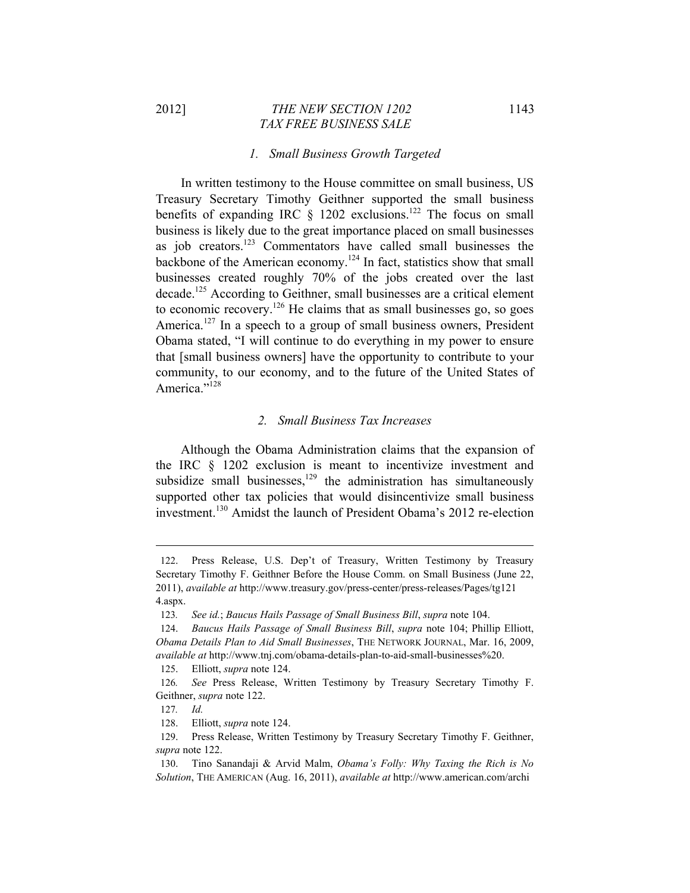### *1. Small Business Growth Targeted*

In written testimony to the House committee on small business, US Treasury Secretary Timothy Geithner supported the small business benefits of expanding IRC § 1202 exclusions.[122] The focus on small business is likely due to the great importance placed on small businesses as job creators.[123] Commentators have called small businesses the backbone of the American economy.[124] In fact, statistics show that small businesses created roughly 70% of the jobs created over the last decade.[125] According to Geithner, small businesses are a critical element to economic recovery.[126] He claims that as small businesses go, so goes America.[127] In a speech to a group of small business owners, President Obama stated, "I will continue to do everything in my power to ensure that [small business owners] have the opportunity to contribute to your community, to our economy, and to the future of the United States of America."[128]

### *2. Small Business Tax Increases*

Although the Obama Administration claims that the expansion of the IRC § 1202 exclusion is meant to incentivize investment and subsidize small businesses,[129] the administration has simultaneously supported other tax policies that would disincentivize small business investment.[130] Amidst the launch of President Obama's 2012 re-election

---

122. Press Release, U.S. Dep't of Treasury, Written Testimony by Treasury Secretary Timothy F. Geithner Before the House Comm. on Small Business (June 22, 2011), *available at* http://www.treasury.gov/press-center/press-releases/Pages/tg1214.aspx.

123. *See id.*; *Baucus Hails Passage of Small Business Bill*, *supra* note 104.

124. *Baucus Hails Passage of Small Business Bill*, *supra* note 104; Phillip Elliott, *Obama Details Plan to Aid Small Businesses*, THE NETWORK JOURNAL, Mar. 16, 2009, *available at* http://www.tnj.com/obama-details-plan-to-aid-small-businesses%20.

125. Elliott, *supra* note 124.

126. *See* Press Release, Written Testimony by Treasury Secretary Timothy F. Geithner, *supra* note 122.

127. *Id.*

128. Elliott, *supra* note 124.

129. Press Release, Written Testimony by Treasury Secretary Timothy F. Geithner, *supra* note 122.

130. Tino Sanandaji & Arvid Malm, *Obama's Folly: Why Taxing the Rich is No Solution*, THE AMERICAN (Aug. 16, 2011), *available at* http://www.american.com/archi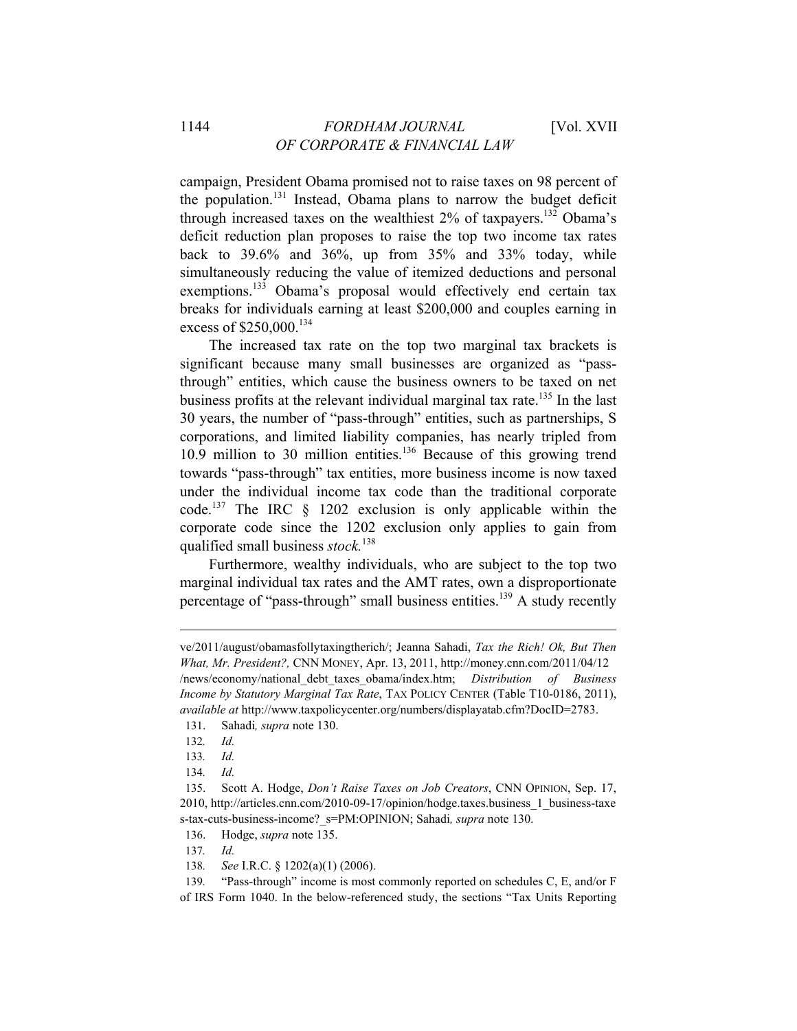campaign, President Obama promised not to raise taxes on 98 percent of the population.[131] Instead, Obama plans to narrow the budget deficit through increased taxes on the wealthiest 2% of taxpayers.[132] Obama's deficit reduction plan proposes to raise the top two income tax rates back to 39.6% and 36%, up from 35% and 33% today, while simultaneously reducing the value of itemized deductions and personal exemptions.[133] Obama's proposal would effectively end certain tax breaks for individuals earning at least $200,000 and couples earning in excess of $250,000.[134]

The increased tax rate on the top two marginal tax brackets is significant because many small businesses are organized as "pass-through" entities, which cause the business owners to be taxed on net business profits at the relevant individual marginal tax rate.[135] In the last 30 years, the number of "pass-through" entities, such as partnerships, S corporations, and limited liability companies, has nearly tripled from 10.9 million to 30 million entities.[136] Because of this growing trend towards "pass-through" tax entities, more business income is now taxed under the individual income tax code than the traditional corporate code.[137] The IRC § 1202 exclusion is only applicable within the corporate code since the 1202 exclusion only applies to gain from qualified small business *stock.*[138]

Furthermore, wealthy individuals, who are subject to the top two marginal individual tax rates and the AMT rates, own a disproportionate percentage of "pass-through" small business entities.[139] A study recently

---

ve/2011/august/obamasfollytaxingtherich/; Jeanna Sahadi, *Tax the Rich! Ok, But Then What, Mr. President?,* CNN MONEY, Apr. 13, 2011, http://money.cnn.com/2011/04/12/news/economy/national_debt_taxes_obama/index.htm; *Distribution of Business Income by Statutory Marginal Tax Rate*, TAX POLICY CENTER (Table T10-0186, 2011), *available at* http://www.taxpolicycenter.org/numbers/displayatab.cfm?DocID=2783.

131. Sahadi*, supra* note 130.

132. *Id.*

133. *Id.*

134. *Id.*

135. Scott A. Hodge, *Don't Raise Taxes on Job Creators*, CNN OPINION, Sep. 17, 2010, http://articles.cnn.com/2010-09-17/opinion/hodge.taxes.business_1_business-taxes-tax-cuts-business-income?_s=PM:OPINION; Sahadi*, supra* note 130.

136. Hodge, *supra* note 135.

137. *Id.*

138. *See* I.R.C. § 1202(a)(1) (2006).

139. "Pass-through" income is most commonly reported on schedules C, E, and/or F of IRS Form 1040. In the below-referenced study, the sections "Tax Units Reporting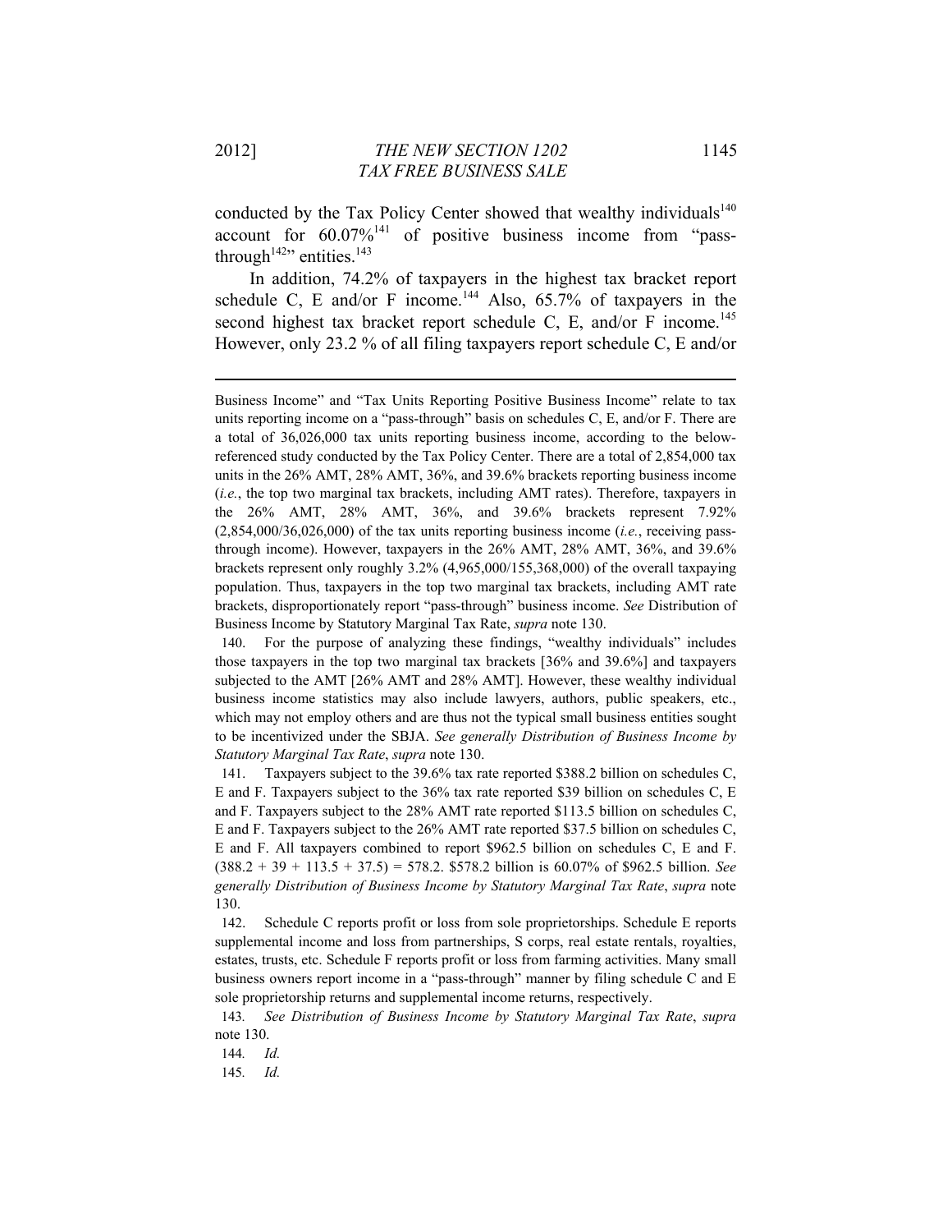conducted by the Tax Policy Center showed that wealthy individuals[140] account for 60.07%[141] of positive business income from "pass-through[142]" entities.[143]

In addition, 74.2% of taxpayers in the highest tax bracket report schedule C, E and/or F income.[144] Also, 65.7% of taxpayers in the second highest tax bracket report schedule C, E, and/or F income.[145] However, only 23.2 % of all filing taxpayers report schedule C, E and/or

---

Business Income" and "Tax Units Reporting Positive Business Income" relate to tax units reporting income on a "pass-through" basis on schedules C, E, and/or F. There are a total of 36,026,000 tax units reporting business income, according to the below-referenced study conducted by the Tax Policy Center. There are a total of 2,854,000 tax units in the 26% AMT, 28% AMT, 36%, and 39.6% brackets reporting business income (*i.e.*, the top two marginal tax brackets, including AMT rates). Therefore, taxpayers in the 26% AMT, 28% AMT, 36%, and 39.6% brackets represent 7.92% (2,854,000/36,026,000) of the tax units reporting business income (*i.e.*, receiving pass-through income). However, taxpayers in the 26% AMT, 28% AMT, 36%, and 39.6% brackets represent only roughly 3.2% (4,965,000/155,368,000) of the overall taxpaying population. Thus, taxpayers in the top two marginal tax brackets, including AMT rate brackets, disproportionately report "pass-through" business income. *See* Distribution of Business Income by Statutory Marginal Tax Rate, *supra* note 130.

140. For the purpose of analyzing these findings, "wealthy individuals" includes those taxpayers in the top two marginal tax brackets [36% and 39.6%] and taxpayers subjected to the AMT [26% AMT and 28% AMT]. However, these wealthy individual business income statistics may also include lawyers, authors, public speakers, etc., which may not employ others and are thus not the typical small business entities sought to be incentivized under the SBJA. *See generally Distribution of Business Income by Statutory Marginal Tax Rate*, *supra* note 130.

141. Taxpayers subject to the 39.6% tax rate reported \$388.2 billion on schedules C, E and F. Taxpayers subject to the 36% tax rate reported \$39 billion on schedules C, E and F. Taxpayers subject to the 28% AMT rate reported \$113.5 billion on schedules C, E and F. Taxpayers subject to the 26% AMT rate reported \$37.5 billion on schedules C, E and F. All taxpayers combined to report \$962.5 billion on schedules C, E and F. (388.2 + 39 + 113.5 + 37.5) = 578.2. \$578.2 billion is 60.07% of \$962.5 billion. *See generally Distribution of Business Income by Statutory Marginal Tax Rate*, *supra* note 130.

142. Schedule C reports profit or loss from sole proprietorships. Schedule E reports supplemental income and loss from partnerships, S corps, real estate rentals, royalties, estates, trusts, etc. Schedule F reports profit or loss from farming activities. Many small business owners report income in a "pass-through" manner by filing schedule C and E sole proprietorship returns and supplemental income returns, respectively.

143. *See Distribution of Business Income by Statutory Marginal Tax Rate*, *supra* note 130.

144. *Id.*

145. *Id.*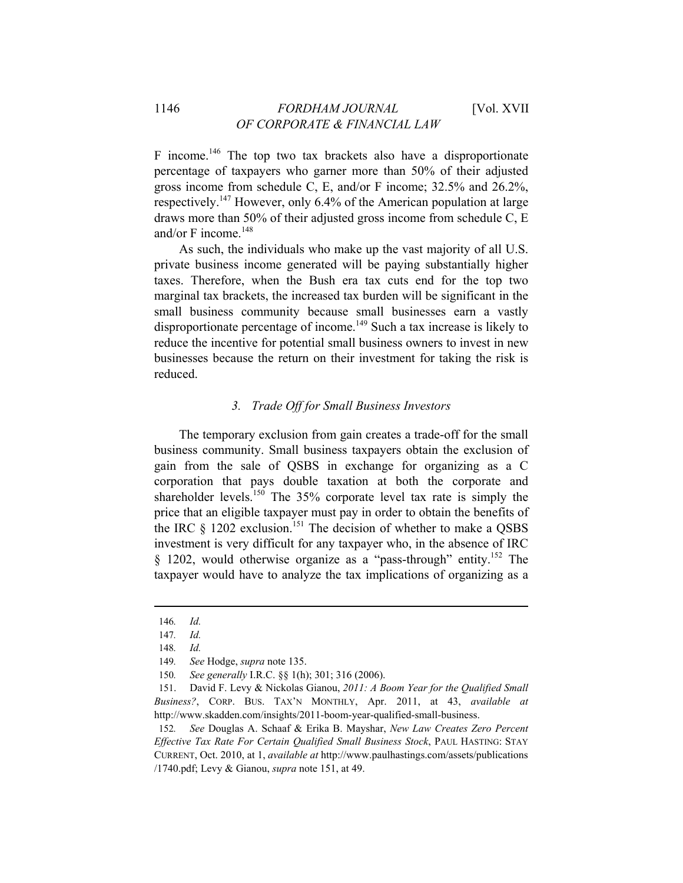F income.[146] The top two tax brackets also have a disproportionate percentage of taxpayers who garner more than 50% of their adjusted gross income from schedule C, E, and/or F income; 32.5% and 26.2%, respectively.[147] However, only 6.4% of the American population at large draws more than 50% of their adjusted gross income from schedule C, E and/or F income.[148]

As such, the individuals who make up the vast majority of all U.S. private business income generated will be paying substantially higher taxes. Therefore, when the Bush era tax cuts end for the top two marginal tax brackets, the increased tax burden will be significant in the small business community because small businesses earn a vastly disproportionate percentage of income.[149] Such a tax increase is likely to reduce the incentive for potential small business owners to invest in new businesses because the return on their investment for taking the risk is reduced.

### *3. Trade Off for Small Business Investors*

The temporary exclusion from gain creates a trade-off for the small business community. Small business taxpayers obtain the exclusion of gain from the sale of QSBS in exchange for organizing as a C corporation that pays double taxation at both the corporate and shareholder levels.[150] The 35% corporate level tax rate is simply the price that an eligible taxpayer must pay in order to obtain the benefits of the IRC § 1202 exclusion.[151] The decision of whether to make a QSBS investment is very difficult for any taxpayer who, in the absence of IRC § 1202, would otherwise organize as a "pass-through" entity.[152] The taxpayer would have to analyze the tax implications of organizing as a

---

146. *Id.*

147. *Id.*

148. *Id.*

149. *See* Hodge, *supra* note 135.

150. *See generally* I.R.C. §§ 1(h); 301; 316 (2006).

151. David F. Levy & Nickolas Gianou, *2011: A Boom Year for the Qualified Small Business?*, CORP. BUS. TAX'N MONTHLY, Apr. 2011, at 43, *available at* http://www.skadden.com/insights/2011-boom-year-qualified-small-business.

152. *See* Douglas A. Schaaf & Erika B. Mayshar, *New Law Creates Zero Percent Effective Tax Rate For Certain Qualified Small Business Stock*, PAUL HASTING: STAY CURRENT, Oct. 2010, at 1, *available at* http://www.paulhastings.com/assets/publications/1740.pdf; Levy & Gianou, *supra* note 151, at 49.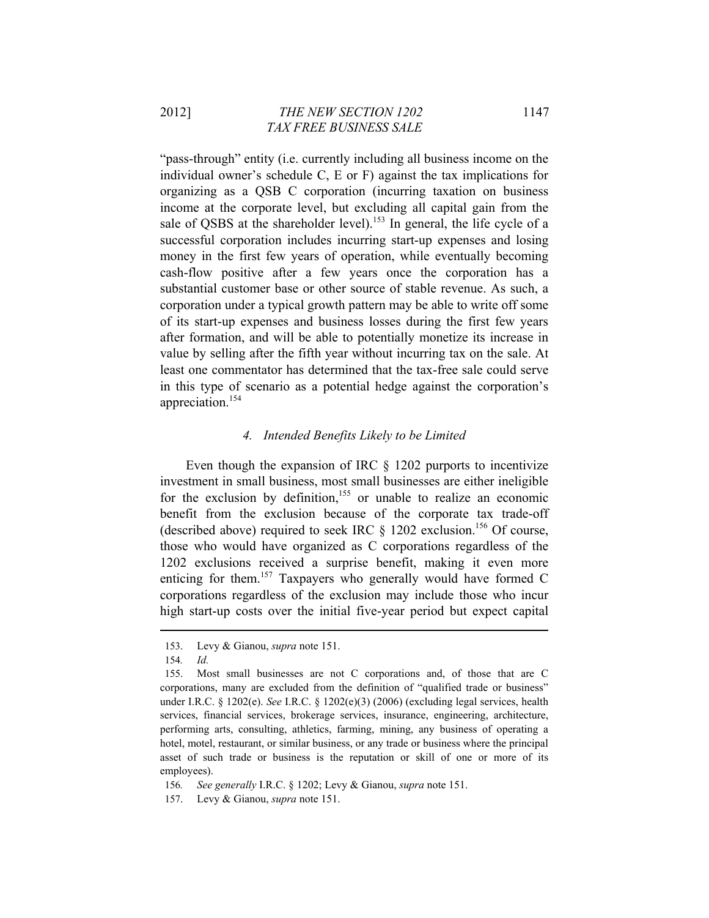"pass-through" entity (i.e. currently including all business income on the individual owner's schedule C, E or F) against the tax implications for organizing as a QSB C corporation (incurring taxation on business income at the corporate level, but excluding all capital gain from the sale of QSBS at the shareholder level).[153] In general, the life cycle of a successful corporation includes incurring start-up expenses and losing money in the first few years of operation, while eventually becoming cash-flow positive after a few years once the corporation has a substantial customer base or other source of stable revenue. As such, a corporation under a typical growth pattern may be able to write off some of its start-up expenses and business losses during the first few years after formation, and will be able to potentially monetize its increase in value by selling after the fifth year without incurring tax on the sale. At least one commentator has determined that the tax-free sale could serve in this type of scenario as a potential hedge against the corporation's appreciation.[154]

#### *4. Intended Benefits Likely to be Limited*

Even though the expansion of IRC § 1202 purports to incentivize investment in small business, most small businesses are either ineligible for the exclusion by definition,[155] or unable to realize an economic benefit from the exclusion because of the corporate tax trade-off (described above) required to seek IRC § 1202 exclusion.[156] Of course, those who would have organized as C corporations regardless of the 1202 exclusions received a surprise benefit, making it even more enticing for them.[157] Taxpayers who generally would have formed C corporations regardless of the exclusion may include those who incur high start-up costs over the initial five-year period but expect capital

---

153. Levy & Gianou, *supra* note 151.

154. *Id.*

155. Most small businesses are not C corporations and, of those that are C corporations, many are excluded from the definition of "qualified trade or business" under I.R.C. § 1202(e). *See* I.R.C. § 1202(e)(3) (2006) (excluding legal services, health services, financial services, brokerage services, insurance, engineering, architecture, performing arts, consulting, athletics, farming, mining, any business of operating a hotel, motel, restaurant, or similar business, or any trade or business where the principal asset of such trade or business is the reputation or skill of one or more of its employees).

156. *See generally* I.R.C. § 1202; Levy & Gianou, *supra* note 151.

157. Levy & Gianou, *supra* note 151.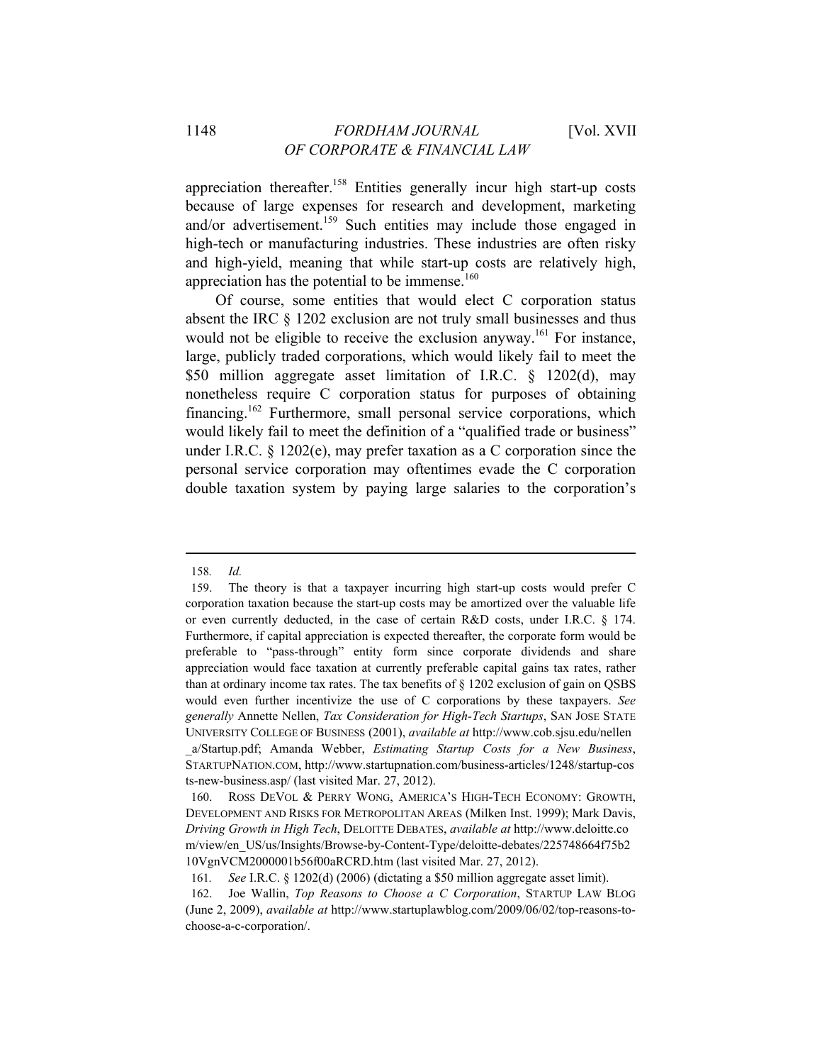appreciation thereafter.[158] Entities generally incur high start-up costs because of large expenses for research and development, marketing and/or advertisement.[159] Such entities may include those engaged in high-tech or manufacturing industries. These industries are often risky and high-yield, meaning that while start-up costs are relatively high, appreciation has the potential to be immense.[160]

Of course, some entities that would elect C corporation status absent the IRC § 1202 exclusion are not truly small businesses and thus would not be eligible to receive the exclusion anyway.[161] For instance, large, publicly traded corporations, which would likely fail to meet the $50 million aggregate asset limitation of I.R.C. § 1202(d), may nonetheless require C corporation status for purposes of obtaining financing.[162] Furthermore, small personal service corporations, which would likely fail to meet the definition of a "qualified trade or business" under I.R.C. § 1202(e), may prefer taxation as a C corporation since the personal service corporation may oftentimes evade the C corporation double taxation system by paying large salaries to the corporation's

---

158. *Id.*

159. The theory is that a taxpayer incurring high start-up costs would prefer C corporation taxation because the start-up costs may be amortized over the valuable life or even currently deducted, in the case of certain R&D costs, under I.R.C. § 174. Furthermore, if capital appreciation is expected thereafter, the corporate form would be preferable to "pass-through" entity form since corporate dividends and share appreciation would face taxation at currently preferable capital gains tax rates, rather than at ordinary income tax rates. The tax benefits of § 1202 exclusion of gain on QSBS would even further incentivize the use of C corporations by these taxpayers. *See generally* Annette Nellen, *Tax Consideration for High-Tech Startups*, SAN JOSE STATE UNIVERSITY COLLEGE OF BUSINESS (2001), *available at* http://www.cob.sjsu.edu/nellen_a/Startup.pdf; Amanda Webber, *Estimating Startup Costs for a New Business*, STARTUPNATION.COM, http://www.startupnation.com/business-articles/1248/startup-costs-new-business.asp/ (last visited Mar. 27, 2012).

160. ROSS DEVOL & PERRY WONG, AMERICA'S HIGH-TECH ECONOMY: GROWTH, DEVELOPMENT AND RISKS FOR METROPOLITAN AREAS (Milken Inst. 1999); Mark Davis, *Driving Growth in High Tech*, DELOITTE DEBATES, *available at* http://www.deloitte.com/view/en_US/us/Insights/Browse-by-Content-Type/deloitte-debates/225748664f75b210VgnVCM2000001b56f00aRCRD.htm (last visited Mar. 27, 2012).

161. *See* I.R.C. § 1202(d) (2006) (dictating a $50 million aggregate asset limit).

162. Joe Wallin, *Top Reasons to Choose a C Corporation*, STARTUP LAW BLOG (June 2, 2009), *available at* http://www.startuplawblog.com/2009/06/02/top-reasons-to-choose-a-c-corporation/.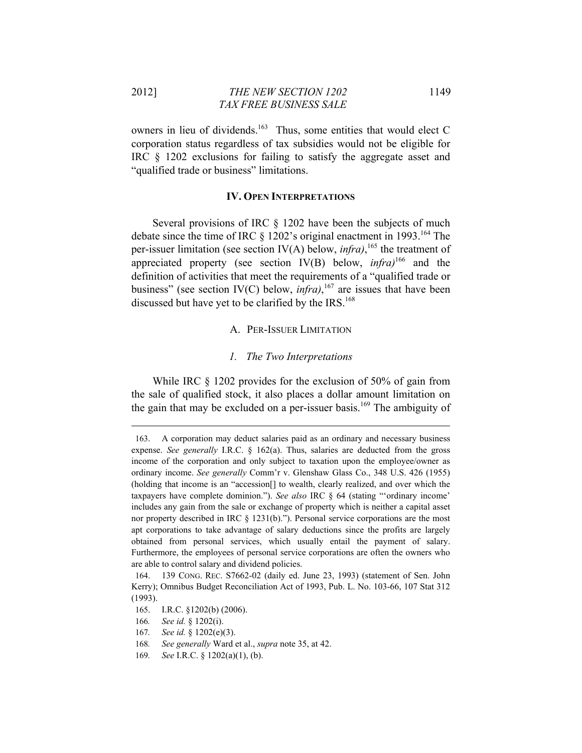owners in lieu of dividends.[163] Thus, some entities that would elect C corporation status regardless of tax subsidies would not be eligible for IRC § 1202 exclusions for failing to satisfy the aggregate asset and "qualified trade or business" limitations.

## IV. Open Interpretations

Several provisions of IRC § 1202 have been the subjects of much debate since the time of IRC § 1202's original enactment in 1993.[164] The per-issuer limitation (see section IV(A) below, *infra)*,[165] the treatment of appreciated property (see section IV(B) below, *infra)*[166] and the definition of activities that meet the requirements of a "qualified trade or business" (see section IV(C) below, *infra)*,[167] are issues that have been discussed but have yet to be clarified by the IRS.[168]

### A. Per-Issuer Limitation

#### *1. The Two Interpretations*

While IRC § 1202 provides for the exclusion of 50% of gain from the sale of qualified stock, it also places a dollar amount limitation on the gain that may be excluded on a per-issuer basis.[169] The ambiguity of

---

163. A corporation may deduct salaries paid as an ordinary and necessary business expense. *See generally* I.R.C. § 162(a). Thus, salaries are deducted from the gross income of the corporation and only subject to taxation upon the employee/owner as ordinary income. *See generally* Comm'r v. Glenshaw Glass Co., 348 U.S. 426 (1955) (holding that income is an "accession[] to wealth, clearly realized, and over which the taxpayers have complete dominion."). *See also* IRC § 64 (stating "'ordinary income' includes any gain from the sale or exchange of property which is neither a capital asset nor property described in IRC § 1231(b)."). Personal service corporations are the most apt corporations to take advantage of salary deductions since the profits are largely obtained from personal services, which usually entail the payment of salary. Furthermore, the employees of personal service corporations are often the owners who are able to control salary and dividend policies.

164. 139 CONG. REC. S7662-02 (daily ed. June 23, 1993) (statement of Sen. John Kerry); Omnibus Budget Reconciliation Act of 1993, Pub. L. No. 103-66, 107 Stat 312 (1993).

165. I.R.C. §1202(b) (2006).

166. *See id.* § 1202(i).

167. *See id.* § 1202(e)(3).

168. *See generally* Ward et al., *supra* note 35, at 42.

169. *See* I.R.C. § 1202(a)(1), (b).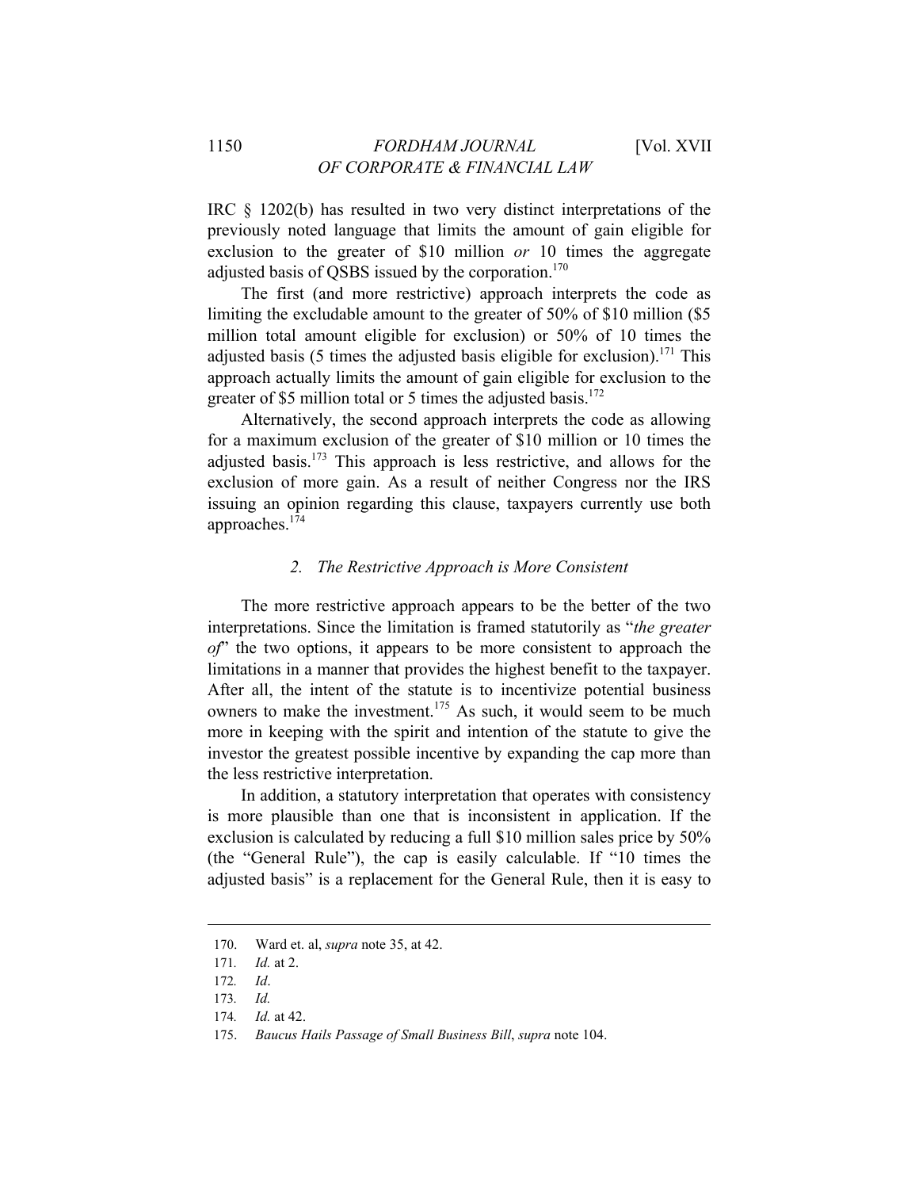IRC § 1202(b) has resulted in two very distinct interpretations of the previously noted language that limits the amount of gain eligible for exclusion to the greater of $10 million *or* 10 times the aggregate adjusted basis of QSBS issued by the corporation.[170]

The first (and more restrictive) approach interprets the code as limiting the excludable amount to the greater of 50% of $10 million ($5 million total amount eligible for exclusion) or 50% of 10 times the adjusted basis (5 times the adjusted basis eligible for exclusion).[171] This approach actually limits the amount of gain eligible for exclusion to the greater of $5 million total or 5 times the adjusted basis.[172]

Alternatively, the second approach interprets the code as allowing for a maximum exclusion of the greater of $10 million or 10 times the adjusted basis.[173] This approach is less restrictive, and allows for the exclusion of more gain. As a result of neither Congress nor the IRS issuing an opinion regarding this clause, taxpayers currently use both approaches.[174]

### *2. The Restrictive Approach is More Consistent*

The more restrictive approach appears to be the better of the two interpretations. Since the limitation is framed statutorily as "*the greater of*" the two options, it appears to be more consistent to approach the limitations in a manner that provides the highest benefit to the taxpayer. After all, the intent of the statute is to incentivize potential business owners to make the investment.[175] As such, it would seem to be much more in keeping with the spirit and intention of the statute to give the investor the greatest possible incentive by expanding the cap more than the less restrictive interpretation.

In addition, a statutory interpretation that operates with consistency is more plausible than one that is inconsistent in application. If the exclusion is calculated by reducing a full $10 million sales price by 50% (the "General Rule"), the cap is easily calculable. If "10 times the adjusted basis" is a replacement for the General Rule, then it is easy to

---

170. Ward et. al, *supra* note 35, at 42.

171. *Id.* at 2.

172. *Id*.

173. *Id.*

174. *Id.* at 42.

175. *Baucus Hails Passage of Small Business Bill*, *supra* note 104.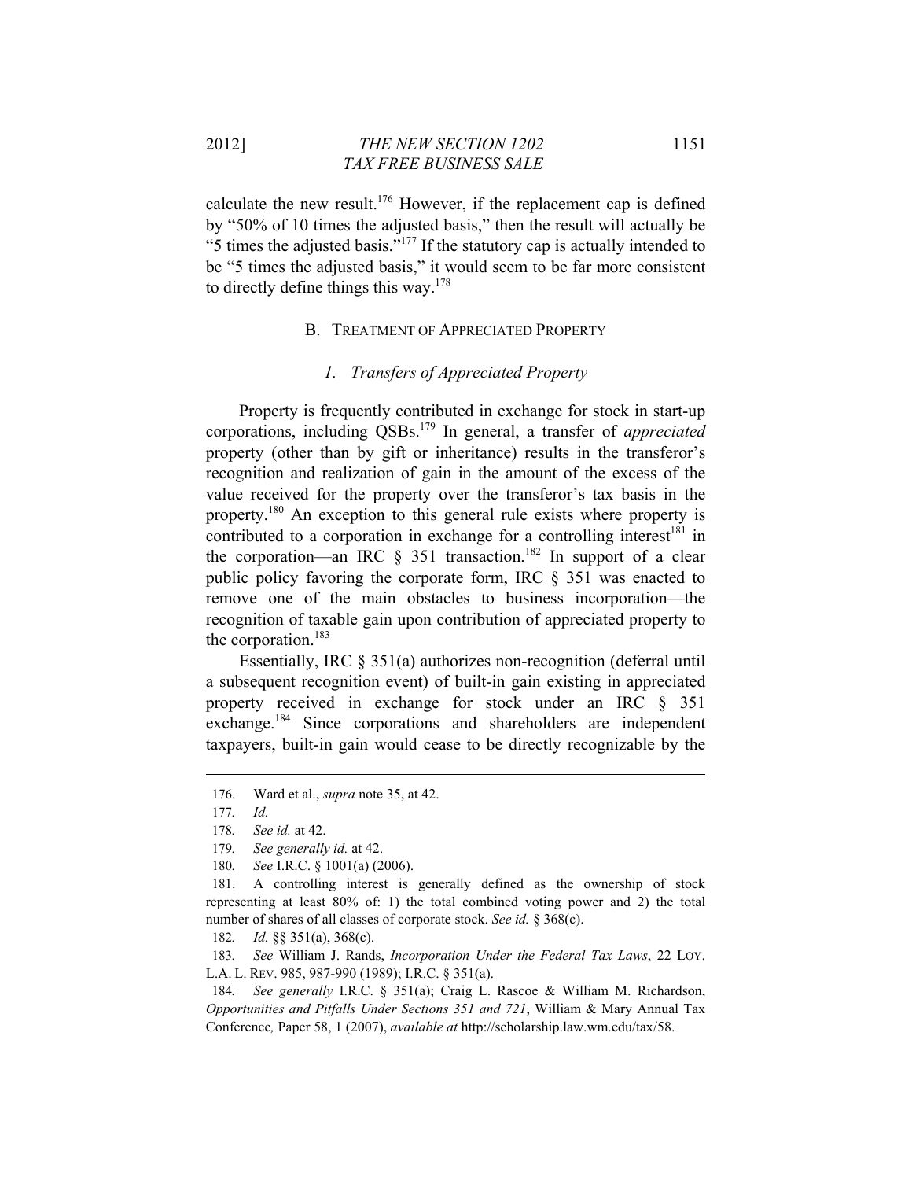calculate the new result.[176] However, if the replacement cap is defined by "50% of 10 times the adjusted basis," then the result will actually be "5 times the adjusted basis."[177] If the statutory cap is actually intended to be "5 times the adjusted basis," it would seem to be far more consistent to directly define things this way.[178]

### B. Treatment of Appreciated Property

#### *1. Transfers of Appreciated Property*

Property is frequently contributed in exchange for stock in start-up corporations, including QSBs.[179] In general, a transfer of *appreciated* property (other than by gift or inheritance) results in the transferor's recognition and realization of gain in the amount of the excess of the value received for the property over the transferor's tax basis in the property.[180] An exception to this general rule exists where property is contributed to a corporation in exchange for a controlling interest[181] in the corporation—an IRC § 351 transaction.[182] In support of a clear public policy favoring the corporate form, IRC § 351 was enacted to remove one of the main obstacles to business incorporation—the recognition of taxable gain upon contribution of appreciated property to the corporation.[183]

Essentially, IRC § 351(a) authorizes non-recognition (deferral until a subsequent recognition event) of built-in gain existing in appreciated property received in exchange for stock under an IRC § 351 exchange.[184] Since corporations and shareholders are independent taxpayers, built-in gain would cease to be directly recognizable by the

---

176. Ward et al., *supra* note 35, at 42.

177. *Id.*

178. *See id.* at 42.

179. *See generally id.* at 42.

180. *See* I.R.C. § 1001(a) (2006).

181. A controlling interest is generally defined as the ownership of stock representing at least 80% of: 1) the total combined voting power and 2) the total number of shares of all classes of corporate stock. *See id.* § 368(c).

182. *Id.* §§ 351(a), 368(c).

183. *See* William J. Rands, *Incorporation Under the Federal Tax Laws*, 22 LOY. L.A. L. REV. 985, 987-990 (1989); I.R.C. § 351(a).

184. *See generally* I.R.C. § 351(a); Craig L. Rascoe & William M. Richardson, *Opportunities and Pitfalls Under Sections 351 and 721*, William & Mary Annual Tax Conference*,* Paper 58, 1 (2007), *available at* http://scholarship.law.wm.edu/tax/58.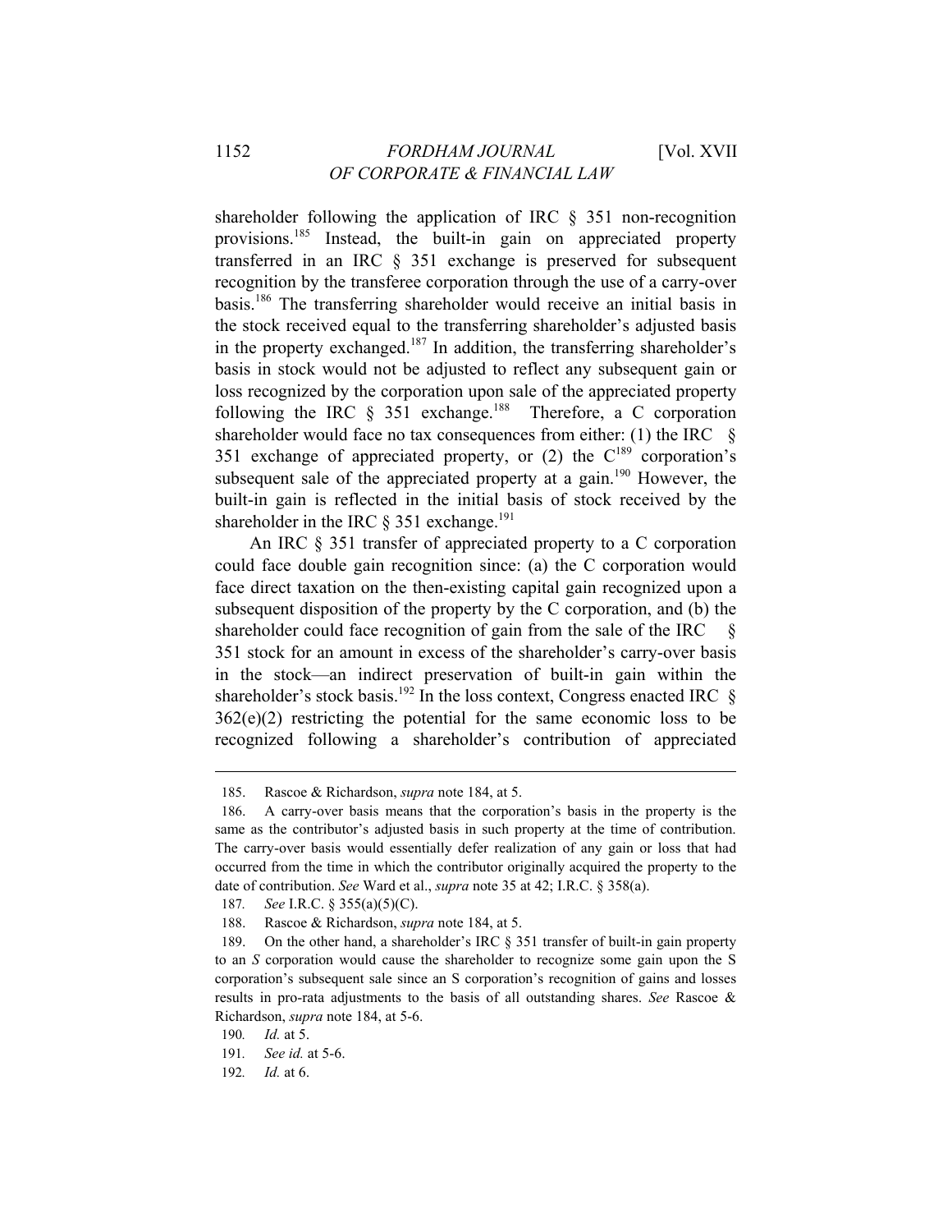shareholder following the application of IRC § 351 non-recognition provisions.[185] Instead, the built-in gain on appreciated property transferred in an IRC § 351 exchange is preserved for subsequent recognition by the transferee corporation through the use of a carry-over basis.[186] The transferring shareholder would receive an initial basis in the stock received equal to the transferring shareholder's adjusted basis in the property exchanged.[187] In addition, the transferring shareholder's basis in stock would not be adjusted to reflect any subsequent gain or loss recognized by the corporation upon sale of the appreciated property following the IRC § 351 exchange.[188] Therefore, a C corporation shareholder would face no tax consequences from either: (1) the IRC § 351 exchange of appreciated property, or (2) the C[189] corporation's subsequent sale of the appreciated property at a gain.[190] However, the built-in gain is reflected in the initial basis of stock received by the shareholder in the IRC § 351 exchange.[191]

An IRC § 351 transfer of appreciated property to a C corporation could face double gain recognition since: (a) the C corporation would face direct taxation on the then-existing capital gain recognized upon a subsequent disposition of the property by the C corporation, and (b) the shareholder could face recognition of gain from the sale of the IRC § 351 stock for an amount in excess of the shareholder's carry-over basis in the stock—an indirect preservation of built-in gain within the shareholder's stock basis.[192] In the loss context, Congress enacted IRC § 362(e)(2) restricting the potential for the same economic loss to be recognized following a shareholder's contribution of appreciated

---

185. Rascoe & Richardson, *supra* note 184, at 5.

186. A carry-over basis means that the corporation's basis in the property is the same as the contributor's adjusted basis in such property at the time of contribution. The carry-over basis would essentially defer realization of any gain or loss that had occurred from the time in which the contributor originally acquired the property to the date of contribution. *See* Ward et al., *supra* note 35 at 42; I.R.C. § 358(a).

187. *See* I.R.C. § 355(a)(5)(C).

188. Rascoe & Richardson, *supra* note 184, at 5.

189. On the other hand, a shareholder's IRC § 351 transfer of built-in gain property to an *S* corporation would cause the shareholder to recognize some gain upon the S corporation's subsequent sale since an S corporation's recognition of gains and losses results in pro-rata adjustments to the basis of all outstanding shares. *See* Rascoe & Richardson, *supra* note 184, at 5-6.

190. *Id.* at 5.

191. *See id.* at 5-6.

192. *Id.* at 6.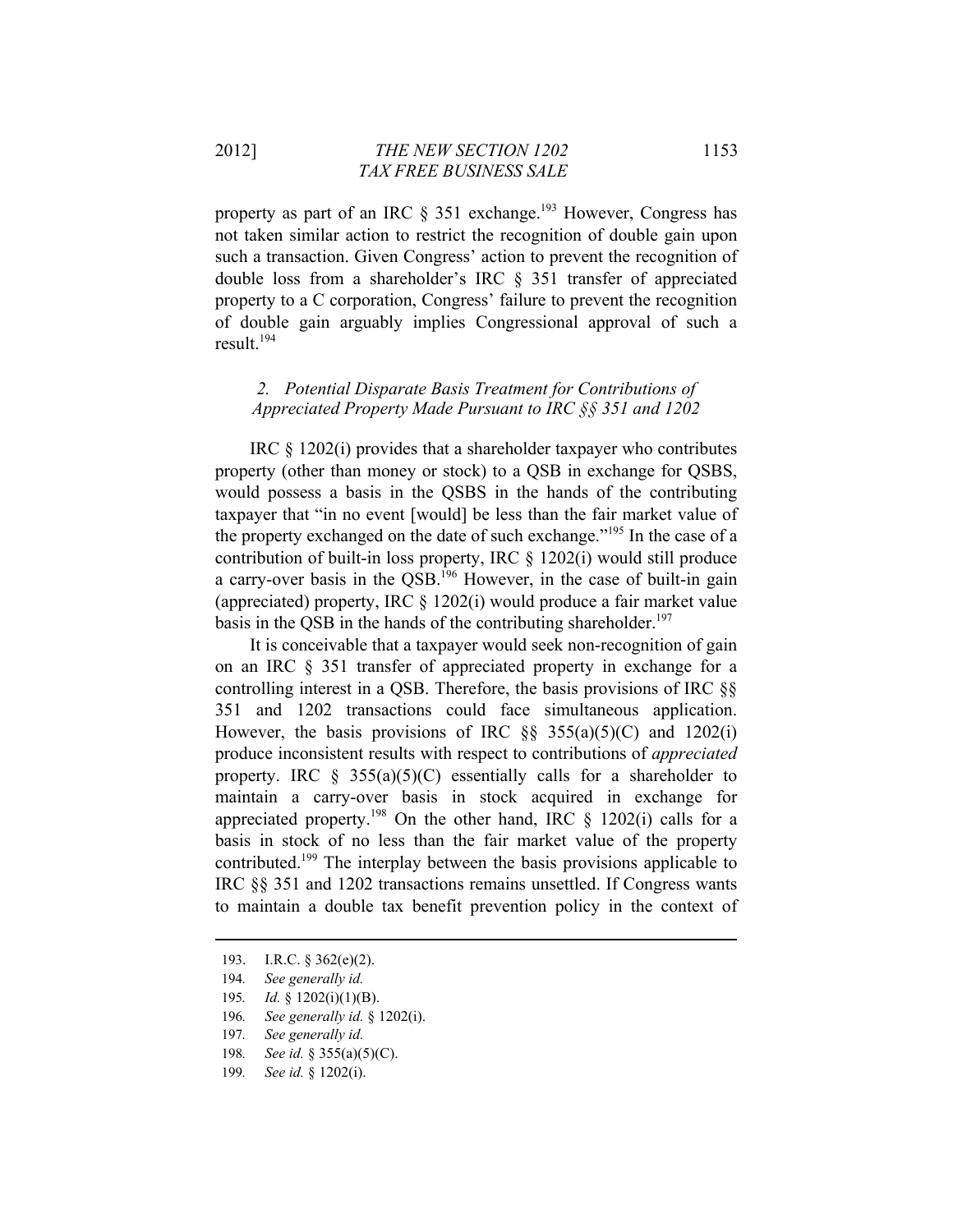property as part of an IRC § 351 exchange.[193] However, Congress has not taken similar action to restrict the recognition of double gain upon such a transaction. Given Congress' action to prevent the recognition of double loss from a shareholder's IRC § 351 transfer of appreciated property to a C corporation, Congress' failure to prevent the recognition of double gain arguably implies Congressional approval of such a result.[194]

### *2. Potential Disparate Basis Treatment for Contributions of Appreciated Property Made Pursuant to IRC §§ 351 and 1202*

IRC § 1202(i) provides that a shareholder taxpayer who contributes property (other than money or stock) to a QSB in exchange for QSBS, would possess a basis in the QSBS in the hands of the contributing taxpayer that "in no event [would] be less than the fair market value of the property exchanged on the date of such exchange."[195] In the case of a contribution of built-in loss property, IRC § 1202(i) would still produce a carry-over basis in the QSB.[196] However, in the case of built-in gain (appreciated) property, IRC § 1202(i) would produce a fair market value basis in the QSB in the hands of the contributing shareholder.[197]

It is conceivable that a taxpayer would seek non-recognition of gain on an IRC § 351 transfer of appreciated property in exchange for a controlling interest in a QSB. Therefore, the basis provisions of IRC §§ 351 and 1202 transactions could face simultaneous application. However, the basis provisions of IRC §§ 355(a)(5)(C) and 1202(i) produce inconsistent results with respect to contributions of *appreciated* property. IRC § 355(a)(5)(C) essentially calls for a shareholder to maintain a carry-over basis in stock acquired in exchange for appreciated property.[198] On the other hand, IRC § 1202(i) calls for a basis in stock of no less than the fair market value of the property contributed.[199] The interplay between the basis provisions applicable to IRC §§ 351 and 1202 transactions remains unsettled. If Congress wants to maintain a double tax benefit prevention policy in the context of

---

193. I.R.C. § 362(e)(2).

194. *See generally id.*

195. *Id.* § 1202(i)(1)(B).

196. *See generally id.* § 1202(i).

197. *See generally id.*

198. *See id.* § 355(a)(5)(C).

199. *See id.* § 1202(i).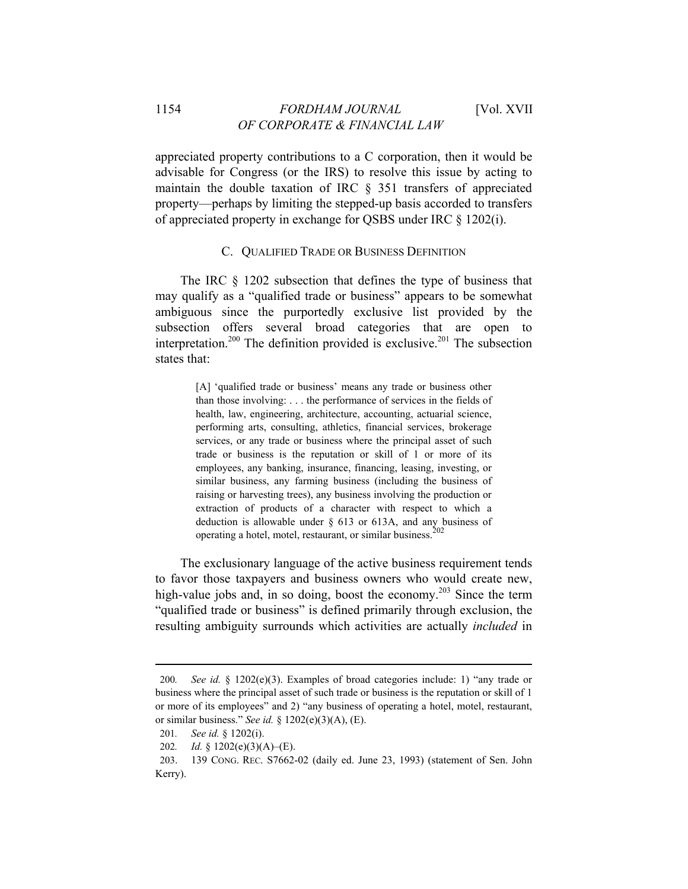appreciated property contributions to a C corporation, then it would be advisable for Congress (or the IRS) to resolve this issue by acting to maintain the double taxation of IRC § 351 transfers of appreciated property—perhaps by limiting the stepped-up basis accorded to transfers of appreciated property in exchange for QSBS under IRC § 1202(i).

### C. Qualified Trade or Business Definition

The IRC § 1202 subsection that defines the type of business that may qualify as a "qualified trade or business" appears to be somewhat ambiguous since the purportedly exclusive list provided by the subsection offers several broad categories that are open to interpretation.[200] The definition provided is exclusive.[201] The subsection states that:

> [A] 'qualified trade or business' means any trade or business other than those involving: . . . the performance of services in the fields of health, law, engineering, architecture, accounting, actuarial science, performing arts, consulting, athletics, financial services, brokerage services, or any trade or business where the principal asset of such trade or business is the reputation or skill of 1 or more of its employees, any banking, insurance, financing, leasing, investing, or similar business, any farming business (including the business of raising or harvesting trees), any business involving the production or extraction of products of a character with respect to which a deduction is allowable under § 613 or 613A, and any business of operating a hotel, motel, restaurant, or similar business.[202]

The exclusionary language of the active business requirement tends to favor those taxpayers and business owners who would create new, high-value jobs and, in so doing, boost the economy.[203] Since the term "qualified trade or business" is defined primarily through exclusion, the resulting ambiguity surrounds which activities are actually *included* in

---

200. *See id.* § 1202(e)(3). Examples of broad categories include: 1) "any trade or business where the principal asset of such trade or business is the reputation or skill of 1 or more of its employees" and 2) "any business of operating a hotel, motel, restaurant, or similar business." *See id.* § 1202(e)(3)(A), (E).

201. *See id.* § 1202(i).

202. *Id.* § 1202(e)(3)(A)–(E).

203. 139 Cong. Rec. S7662-02 (daily ed. June 23, 1993) (statement of Sen. John Kerry).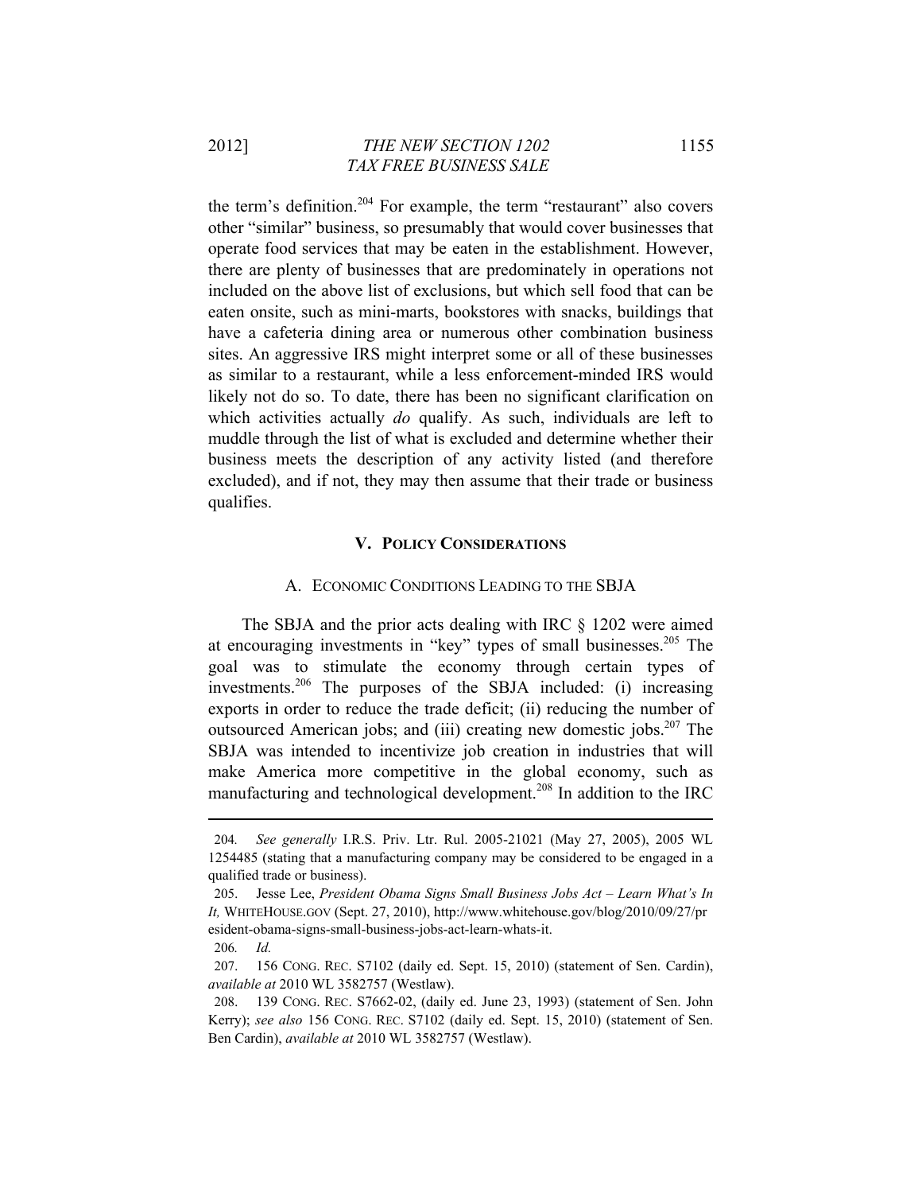the term's definition.[204] For example, the term "restaurant" also covers other "similar" business, so presumably that would cover businesses that operate food services that may be eaten in the establishment. However, there are plenty of businesses that are predominately in operations not included on the above list of exclusions, but which sell food that can be eaten onsite, such as mini-marts, bookstores with snacks, buildings that have a cafeteria dining area or numerous other combination business sites. An aggressive IRS might interpret some or all of these businesses as similar to a restaurant, while a less enforcement-minded IRS would likely not do so. To date, there has been no significant clarification on which activities actually *do* qualify. As such, individuals are left to muddle through the list of what is excluded and determine whether their business meets the description of any activity listed (and therefore excluded), and if not, they may then assume that their trade or business qualifies.

## V. POLICY CONSIDERATIONS

### A. ECONOMIC CONDITIONS LEADING TO THE SBJA

The SBJA and the prior acts dealing with IRC § 1202 were aimed at encouraging investments in "key" types of small businesses.[205] The goal was to stimulate the economy through certain types of investments.[206] The purposes of the SBJA included: (i) increasing exports in order to reduce the trade deficit; (ii) reducing the number of outsourced American jobs; and (iii) creating new domestic jobs.[207] The SBJA was intended to incentivize job creation in industries that will make America more competitive in the global economy, such as manufacturing and technological development.[208] In addition to the IRC

---

204. *See generally* I.R.S. Priv. Ltr. Rul. 2005-21021 (May 27, 2005), 2005 WL 1254485 (stating that a manufacturing company may be considered to be engaged in a qualified trade or business).

205. Jesse Lee, *President Obama Signs Small Business Jobs Act – Learn What's In It,* WHITEHOUSE.GOV (Sept. 27, 2010), http://www.whitehouse.gov/blog/2010/09/27/president-obama-signs-small-business-jobs-act-learn-whats-it.

206. *Id.*

207. 156 CONG. REC. S7102 (daily ed. Sept. 15, 2010) (statement of Sen. Cardin), *available at* 2010 WL 3582757 (Westlaw).

208. 139 CONG. REC. S7662-02, (daily ed. June 23, 1993) (statement of Sen. John Kerry); *see also* 156 CONG. REC. S7102 (daily ed. Sept. 15, 2010) (statement of Sen. Ben Cardin), *available at* 2010 WL 3582757 (Westlaw).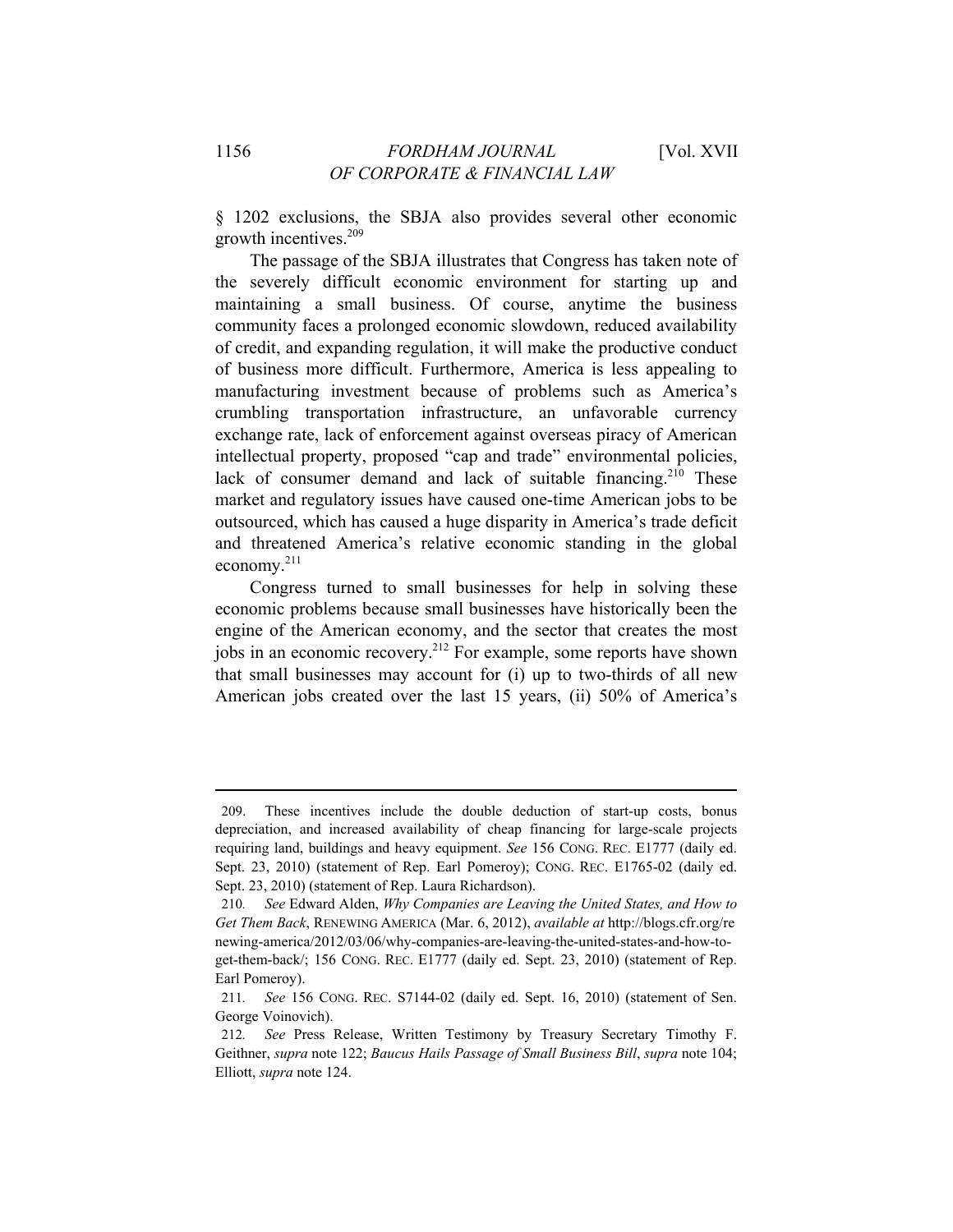§ 1202 exclusions, the SBJA also provides several other economic growth incentives.[209]

The passage of the SBJA illustrates that Congress has taken note of the severely difficult economic environment for starting up and maintaining a small business. Of course, anytime the business community faces a prolonged economic slowdown, reduced availability of credit, and expanding regulation, it will make the productive conduct of business more difficult. Furthermore, America is less appealing to manufacturing investment because of problems such as America's crumbling transportation infrastructure, an unfavorable currency exchange rate, lack of enforcement against overseas piracy of American intellectual property, proposed "cap and trade" environmental policies, lack of consumer demand and lack of suitable financing.[210] These market and regulatory issues have caused one-time American jobs to be outsourced, which has caused a huge disparity in America's trade deficit and threatened America's relative economic standing in the global economy.[211]

Congress turned to small businesses for help in solving these economic problems because small businesses have historically been the engine of the American economy, and the sector that creates the most jobs in an economic recovery.[212] For example, some reports have shown that small businesses may account for (i) up to two-thirds of all new American jobs created over the last 15 years, (ii) 50% of America's

---

209. These incentives include the double deduction of start-up costs, bonus depreciation, and increased availability of cheap financing for large-scale projects requiring land, buildings and heavy equipment. *See* 156 CONG. REC. E1777 (daily ed. Sept. 23, 2010) (statement of Rep. Earl Pomeroy); CONG. REC. E1765-02 (daily ed. Sept. 23, 2010) (statement of Rep. Laura Richardson).

210. *See* Edward Alden, *Why Companies are Leaving the United States, and How to Get Them Back*, RENEWING AMERICA (Mar. 6, 2012), *available at* http://blogs.cfr.org/renewing-america/2012/03/06/why-companies-are-leaving-the-united-states-and-how-to-get-them-back/; 156 CONG. REC. E1777 (daily ed. Sept. 23, 2010) (statement of Rep. Earl Pomeroy).

211. *See* 156 CONG. REC. S7144-02 (daily ed. Sept. 16, 2010) (statement of Sen. George Voinovich).

212. *See* Press Release, Written Testimony by Treasury Secretary Timothy F. Geithner, *supra* note 122; *Baucus Hails Passage of Small Business Bill*, *supra* note 104; Elliott, *supra* note 124.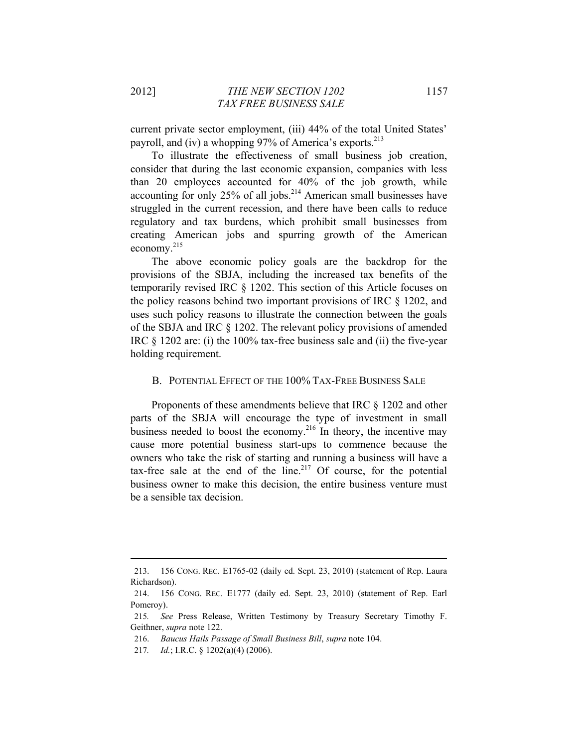current private sector employment, (iii) 44% of the total United States' payroll, and (iv) a whopping 97% of America's exports.[213]

To illustrate the effectiveness of small business job creation, consider that during the last economic expansion, companies with less than 20 employees accounted for 40% of the job growth, while accounting for only 25% of all jobs.[214] American small businesses have struggled in the current recession, and there have been calls to reduce regulatory and tax burdens, which prohibit small businesses from creating American jobs and spurring growth of the American economy.[215]

The above economic policy goals are the backdrop for the provisions of the SBJA, including the increased tax benefits of the temporarily revised IRC § 1202. This section of this Article focuses on the policy reasons behind two important provisions of IRC § 1202, and uses such policy reasons to illustrate the connection between the goals of the SBJA and IRC § 1202. The relevant policy provisions of amended IRC § 1202 are: (i) the 100% tax-free business sale and (ii) the five-year holding requirement.

### B. POTENTIAL EFFECT OF THE 100% TAX-FREE BUSINESS SALE

Proponents of these amendments believe that IRC § 1202 and other parts of the SBJA will encourage the type of investment in small business needed to boost the economy.[216] In theory, the incentive may cause more potential business start-ups to commence because the owners who take the risk of starting and running a business will have a tax-free sale at the end of the line.[217] Of course, for the potential business owner to make this decision, the entire business venture must be a sensible tax decision.

---

213. 156 CONG. REC. E1765-02 (daily ed. Sept. 23, 2010) (statement of Rep. Laura Richardson).

214. 156 CONG. REC. E1777 (daily ed. Sept. 23, 2010) (statement of Rep. Earl Pomeroy).

215. *See* Press Release, Written Testimony by Treasury Secretary Timothy F. Geithner, *supra* note 122.

216. *Baucus Hails Passage of Small Business Bill*, *supra* note 104.

217. *Id.*; I.R.C. § 1202(a)(4) (2006).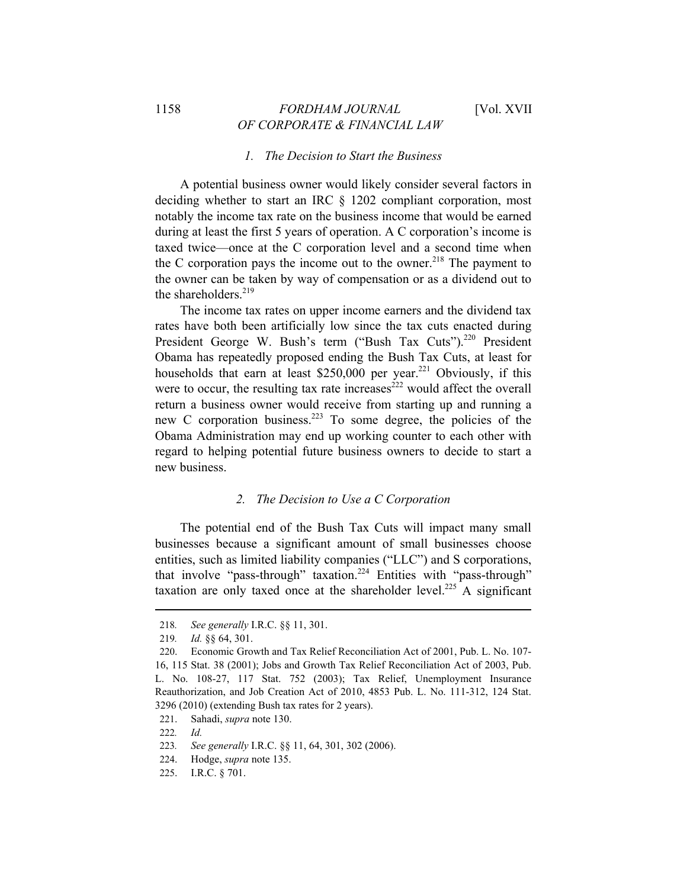### 1. *The Decision to Start the Business*

A potential business owner would likely consider several factors in deciding whether to start an IRC § 1202 compliant corporation, most notably the income tax rate on the business income that would be earned during at least the first 5 years of operation. A C corporation's income is taxed twice—once at the C corporation level and a second time when the C corporation pays the income out to the owner.[218] The payment to the owner can be taken by way of compensation or as a dividend out to the shareholders.[219]

The income tax rates on upper income earners and the dividend tax rates have both been artificially low since the tax cuts enacted during President George W. Bush's term ("Bush Tax Cuts").[220] President Obama has repeatedly proposed ending the Bush Tax Cuts, at least for households that earn at least $250,000 per year.[221] Obviously, if this were to occur, the resulting tax rate increases[222] would affect the overall return a business owner would receive from starting up and running a new C corporation business.[223] To some degree, the policies of the Obama Administration may end up working counter to each other with regard to helping potential future business owners to decide to start a new business.

### 2. *The Decision to Use a C Corporation*

The potential end of the Bush Tax Cuts will impact many small businesses because a significant amount of small businesses choose entities, such as limited liability companies ("LLC") and S corporations, that involve "pass-through" taxation.[224] Entities with "pass-through" taxation are only taxed once at the shareholder level.[225] A significant

---

218. *See generally* I.R.C. §§ 11, 301.

219. *Id.* §§ 64, 301.

220. Economic Growth and Tax Relief Reconciliation Act of 2001, Pub. L. No. 107-16, 115 Stat. 38 (2001); Jobs and Growth Tax Relief Reconciliation Act of 2003, Pub. L. No. 108-27, 117 Stat. 752 (2003); Tax Relief, Unemployment Insurance Reauthorization, and Job Creation Act of 2010, 4853 Pub. L. No. 111-312, 124 Stat. 3296 (2010) (extending Bush tax rates for 2 years).

221. Sahadi, *supra* note 130.

222. *Id.*

223. *See generally* I.R.C. §§ 11, 64, 301, 302 (2006).

224. Hodge, *supra* note 135.

225. I.R.C. § 701.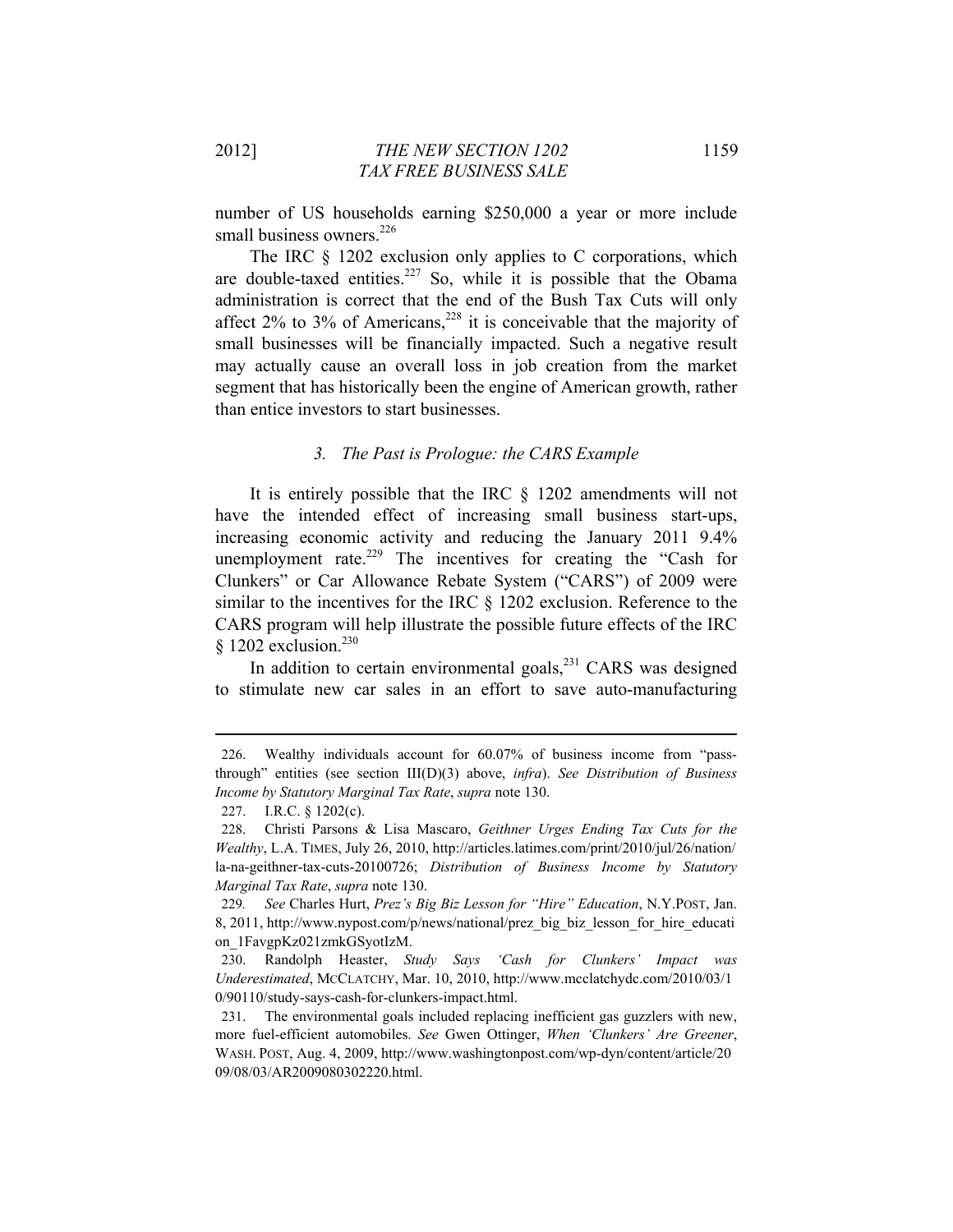number of US households earning $250,000 a year or more include small business owners.[226]

The IRC § 1202 exclusion only applies to C corporations, which are double-taxed entities.[227] So, while it is possible that the Obama administration is correct that the end of the Bush Tax Cuts will only affect 2% to 3% of Americans,[228] it is conceivable that the majority of small businesses will be financially impacted. Such a negative result may actually cause an overall loss in job creation from the market segment that has historically been the engine of American growth, rather than entice investors to start businesses.

### *3. The Past is Prologue: the CARS Example*

It is entirely possible that the IRC § 1202 amendments will not have the intended effect of increasing small business start-ups, increasing economic activity and reducing the January 2011 9.4% unemployment rate.[229] The incentives for creating the "Cash for Clunkers" or Car Allowance Rebate System ("CARS") of 2009 were similar to the incentives for the IRC § 1202 exclusion. Reference to the CARS program will help illustrate the possible future effects of the IRC § 1202 exclusion.[230]

In addition to certain environmental goals,[231] CARS was designed to stimulate new car sales in an effort to save auto-manufacturing

---

226. Wealthy individuals account for 60.07% of business income from "pass-through" entities (see section III(D)(3) above, *infra*). *See Distribution of Business Income by Statutory Marginal Tax Rate*, *supra* note 130.

227. I.R.C. § 1202(c).

228. Christi Parsons & Lisa Mascaro, *Geithner Urges Ending Tax Cuts for the Wealthy*, L.A. TIMES, July 26, 2010, http://articles.latimes.com/print/2010/jul/26/nation/la-na-geithner-tax-cuts-20100726; *Distribution of Business Income by Statutory Marginal Tax Rate*, *supra* note 130.

229. *See* Charles Hurt, *Prez's Big Biz Lesson for "Hire" Education*, N.Y.POST, Jan. 8, 2011, http://www.nypost.com/p/news/national/prez_big_biz_lesson_for_hire_education_1FavgpKz021zmkGSyotIzM.

230. Randolph Heaster, *Study Says 'Cash for Clunkers' Impact was Underestimated*, MCCLATCHY, Mar. 10, 2010, http://www.mcclatchydc.com/2010/03/10/90110/study-says-cash-for-clunkers-impact.html.

231. The environmental goals included replacing inefficient gas guzzlers with new, more fuel-efficient automobiles. *See* Gwen Ottinger, *When 'Clunkers' Are Greener*, WASH. POST, Aug. 4, 2009, http://www.washingtonpost.com/wp-dyn/content/article/2009/08/03/AR2009080302220.html.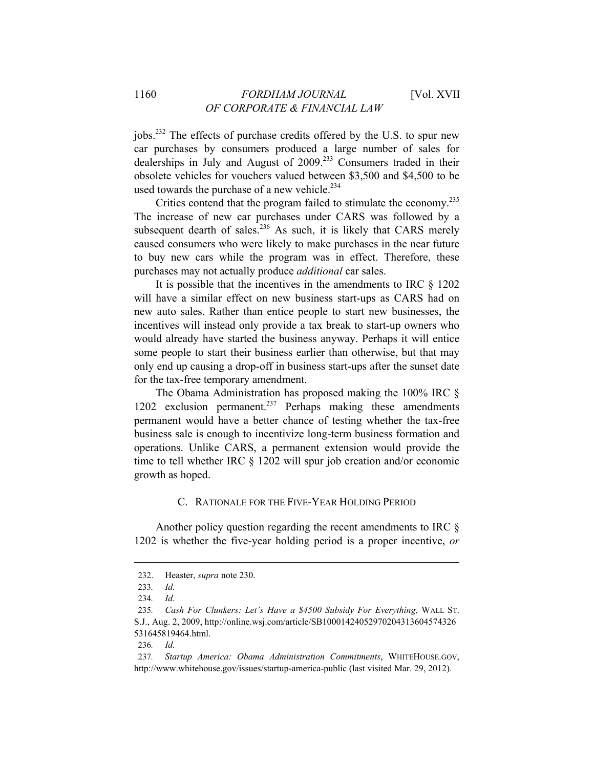jobs.[232] The effects of purchase credits offered by the U.S. to spur new car purchases by consumers produced a large number of sales for dealerships in July and August of 2009.[233] Consumers traded in their obsolete vehicles for vouchers valued between $3,500 and $4,500 to be used towards the purchase of a new vehicle.[234]

Critics contend that the program failed to stimulate the economy.[235] The increase of new car purchases under CARS was followed by a subsequent dearth of sales.[236] As such, it is likely that CARS merely caused consumers who were likely to make purchases in the near future to buy new cars while the program was in effect. Therefore, these purchases may not actually produce *additional* car sales.

It is possible that the incentives in the amendments to IRC § 1202 will have a similar effect on new business start-ups as CARS had on new auto sales. Rather than entice people to start new businesses, the incentives will instead only provide a tax break to start-up owners who would already have started the business anyway. Perhaps it will entice some people to start their business earlier than otherwise, but that may only end up causing a drop-off in business start-ups after the sunset date for the tax-free temporary amendment.

The Obama Administration has proposed making the 100% IRC § 1202 exclusion permanent.[237] Perhaps making these amendments permanent would have a better chance of testing whether the tax-free business sale is enough to incentivize long-term business formation and operations. Unlike CARS, a permanent extension would provide the time to tell whether IRC § 1202 will spur job creation and/or economic growth as hoped.

### C. Rationale for the Five-Year Holding Period

Another policy question regarding the recent amendments to IRC § 1202 is whether the five-year holding period is a proper incentive, *or*

---

232. Heaster, *supra* note 230.

233. *Id.*

234. *Id*.

235. *Cash For Clunkers: Let's Have a $4500 Subsidy For Everything*, WALL ST. S.J., Aug. 2, 2009, http://online.wsj.com/article/SB10001424052970204313604574326531645819464.html.

236. *Id.*

237. *Startup America: Obama Administration Commitments*, WHITEHOUSE.GOV, http://www.whitehouse.gov/issues/startup-america-public (last visited Mar. 29, 2012).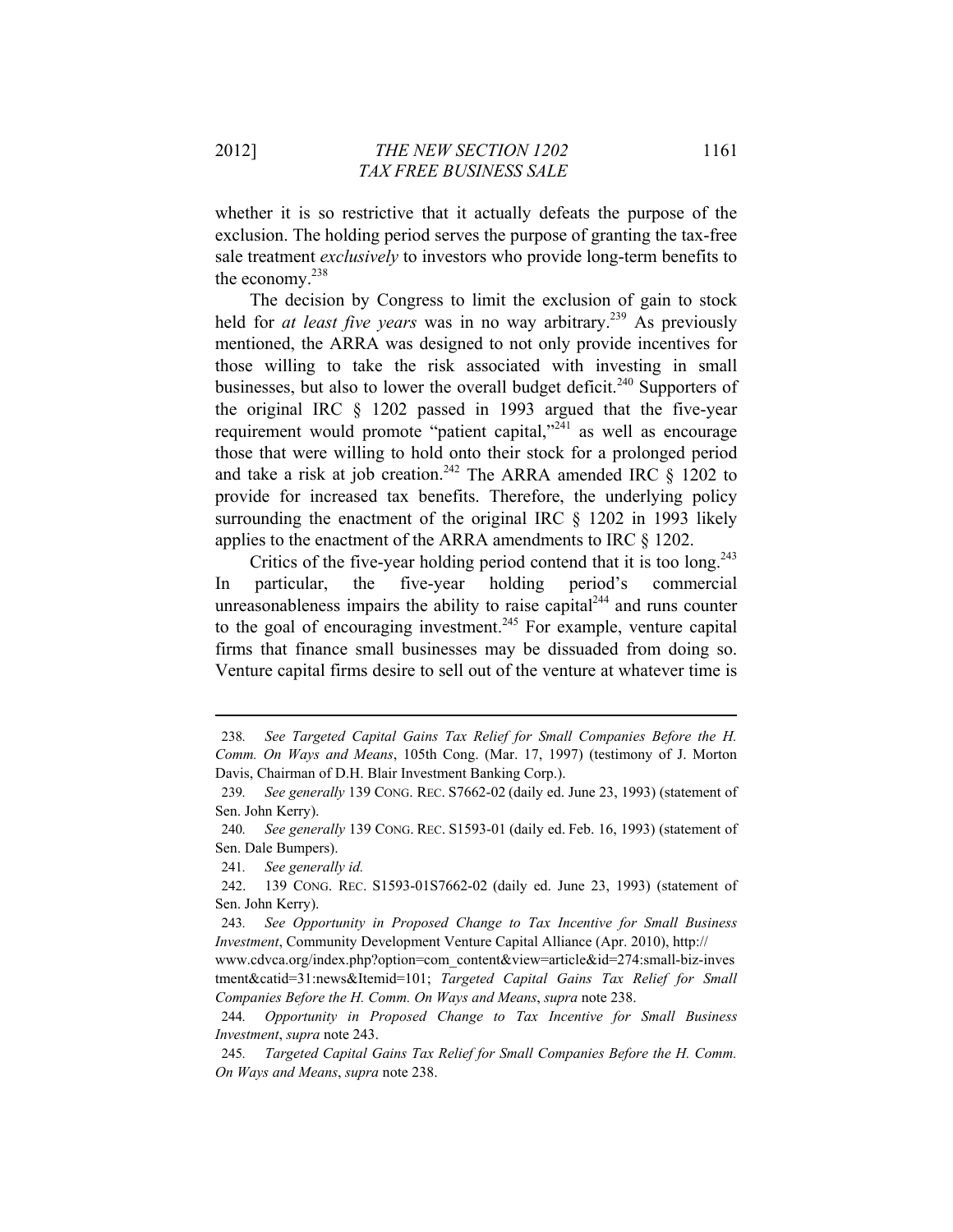whether it is so restrictive that it actually defeats the purpose of the exclusion. The holding period serves the purpose of granting the tax-free sale treatment *exclusively* to investors who provide long-term benefits to the economy.[238]

The decision by Congress to limit the exclusion of gain to stock held for *at least five years* was in no way arbitrary.[239] As previously mentioned, the ARRA was designed to not only provide incentives for those willing to take the risk associated with investing in small businesses, but also to lower the overall budget deficit.[240] Supporters of the original IRC § 1202 passed in 1993 argued that the five-year requirement would promote "patient capital,"[241] as well as encourage those that were willing to hold onto their stock for a prolonged period and take a risk at job creation.[242] The ARRA amended IRC § 1202 to provide for increased tax benefits. Therefore, the underlying policy surrounding the enactment of the original IRC § 1202 in 1993 likely applies to the enactment of the ARRA amendments to IRC § 1202.

Critics of the five-year holding period contend that it is too long.[243] In particular, the five-year holding period's commercial unreasonableness impairs the ability to raise capital[244] and runs counter to the goal of encouraging investment.[245] For example, venture capital firms that finance small businesses may be dissuaded from doing so. Venture capital firms desire to sell out of the venture at whatever time is

---

238. *See Targeted Capital Gains Tax Relief for Small Companies Before the H. Comm. On Ways and Means*, 105th Cong. (Mar. 17, 1997) (testimony of J. Morton Davis, Chairman of D.H. Blair Investment Banking Corp.).

239. *See generally* 139 CONG. REC. S7662-02 (daily ed. June 23, 1993) (statement of Sen. John Kerry).

240. *See generally* 139 CONG. REC. S1593-01 (daily ed. Feb. 16, 1993) (statement of Sen. Dale Bumpers).

241. *See generally id.*

242. 139 CONG. REC. S1593-01S7662-02 (daily ed. June 23, 1993) (statement of Sen. John Kerry).

243. *See Opportunity in Proposed Change to Tax Incentive for Small Business Investment*, Community Development Venture Capital Alliance (Apr. 2010), http://www.cdvca.org/index.php?option=com_content&view=article&id=274:small-biz-investment&catid=31:news&Itemid=101; *Targeted Capital Gains Tax Relief for Small Companies Before the H. Comm. On Ways and Means*, *supra* note 238.

244. *Opportunity in Proposed Change to Tax Incentive for Small Business Investment*, *supra* note 243.

245. *Targeted Capital Gains Tax Relief for Small Companies Before the H. Comm. On Ways and Means*, *supra* note 238.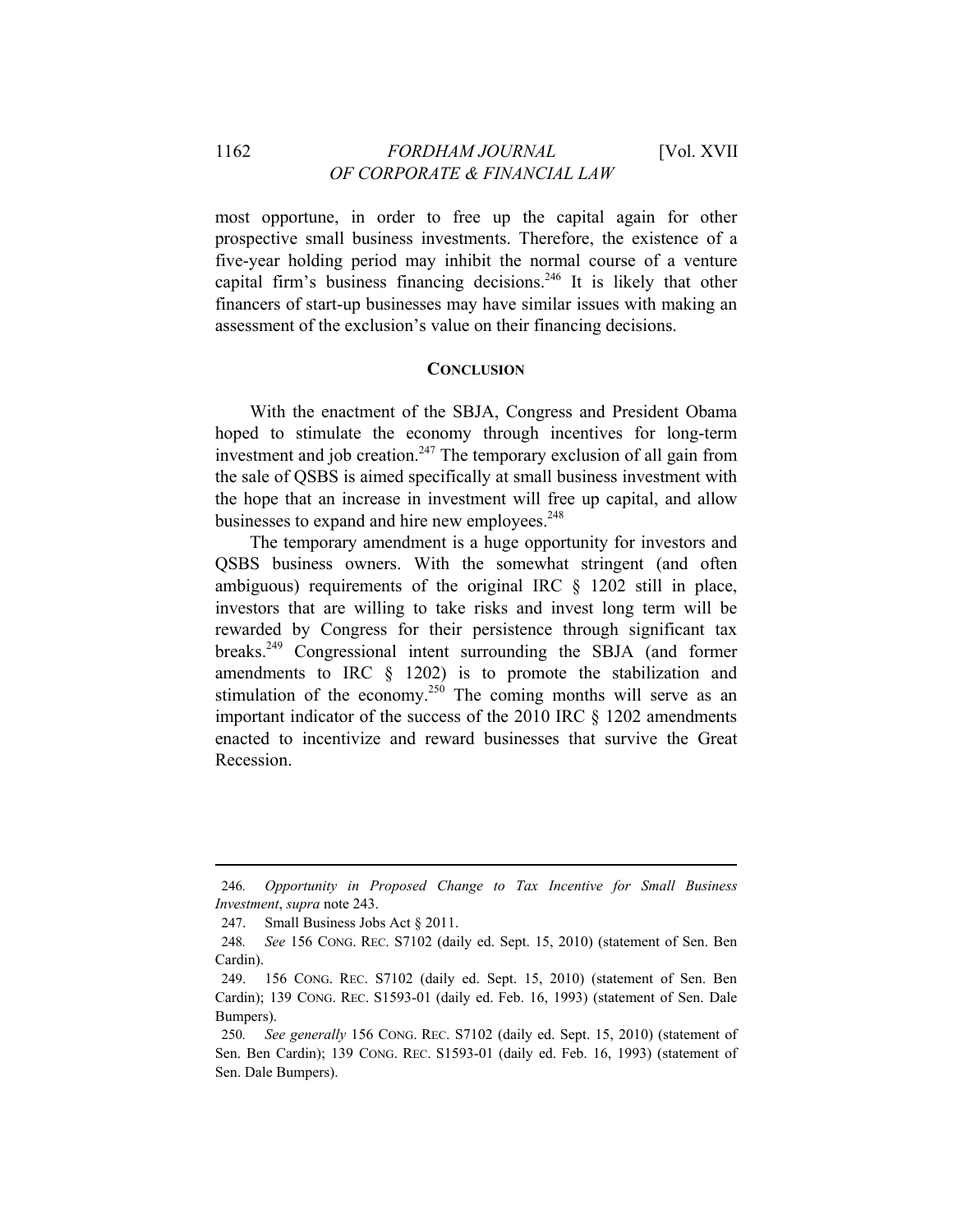most opportune, in order to free up the capital again for other prospective small business investments. Therefore, the existence of a five-year holding period may inhibit the normal course of a venture capital firm's business financing decisions.[246] It is likely that other financers of start-up businesses may have similar issues with making an assessment of the exclusion's value on their financing decisions.

## CONCLUSION

With the enactment of the SBJA, Congress and President Obama hoped to stimulate the economy through incentives for long-term investment and job creation.[247] The temporary exclusion of all gain from the sale of QSBS is aimed specifically at small business investment with the hope that an increase in investment will free up capital, and allow businesses to expand and hire new employees.[248]

The temporary amendment is a huge opportunity for investors and QSBS business owners. With the somewhat stringent (and often ambiguous) requirements of the original IRC § 1202 still in place, investors that are willing to take risks and invest long term will be rewarded by Congress for their persistence through significant tax breaks.[249] Congressional intent surrounding the SBJA (and former amendments to IRC § 1202) is to promote the stabilization and stimulation of the economy.[250] The coming months will serve as an important indicator of the success of the 2010 IRC § 1202 amendments enacted to incentivize and reward businesses that survive the Great Recession.

---

246. *Opportunity in Proposed Change to Tax Incentive for Small Business Investment*, *supra* note 243.

247. Small Business Jobs Act § 2011.

248. *See* 156 CONG. REC. S7102 (daily ed. Sept. 15, 2010) (statement of Sen. Ben Cardin).

249. 156 CONG. REC. S7102 (daily ed. Sept. 15, 2010) (statement of Sen. Ben Cardin); 139 CONG. REC. S1593-01 (daily ed. Feb. 16, 1993) (statement of Sen. Dale Bumpers).

250. *See generally* 156 CONG. REC. S7102 (daily ed. Sept. 15, 2010) (statement of Sen. Ben Cardin); 139 CONG. REC. S1593-01 (daily ed. Feb. 16, 1993) (statement of Sen. Dale Bumpers).